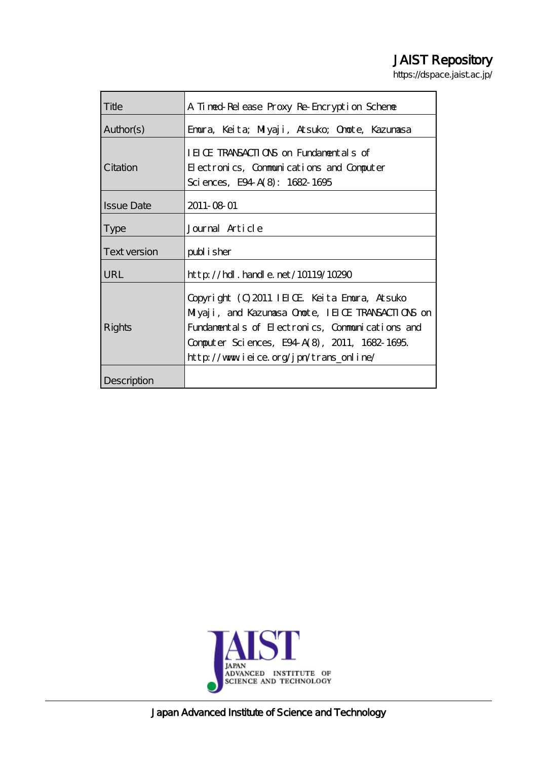JAIST Repository

https://dspace.jaist.ac.jp/

| Title | A Timed-Release Proxy Re-Encryption Scheme |
| --- | --- |
| Author(s) | Emura, Keita; Miyaji, Atsuko; Omote, Kazumasa |
| Citation | IEICE TRANSACTIONS on Fundamentals of Electronics, Communications and Computer Sciences, E94-A(8): 1682-1695 |
| Issue Date | 2011-08-01 |
| Type | Journal Article |
| Text version | publisher |
| URL | http://hdl.handle.net/10119/10290 |
| Rights | Copyright (C)2011 IEICE. Keita Emura, Atsuko Miyaji, and Kazumasa Omote, IEICE TRANSACTIONS on Fundamentals of Electronics, Communications and Computer Sciences, E94-A(8), 2011, 1682-1695. http://www.ieice.org/jpn/trans_online/ |
| Description | |

Japan Advanced Institute of Science and Technology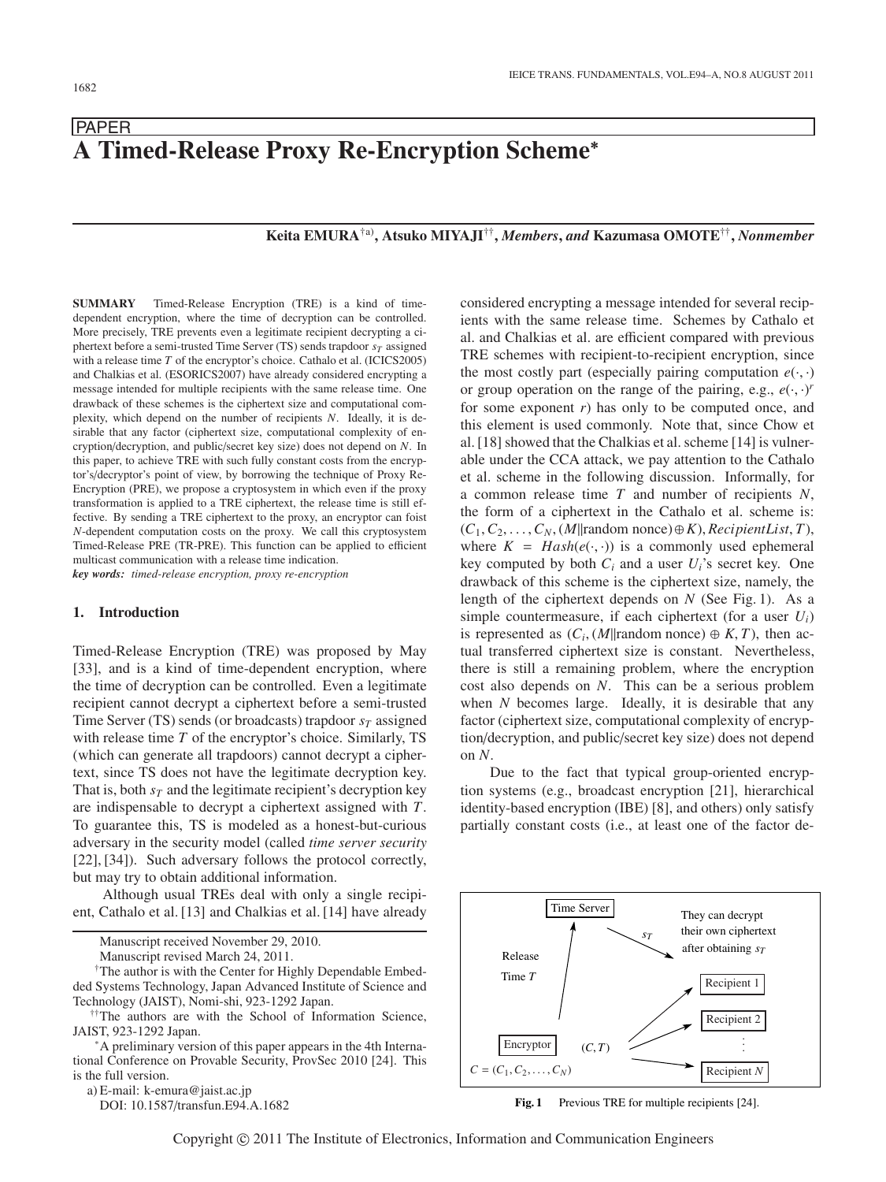PAPER

# A Timed-Release Proxy Re-Encryption Scheme*

**Keita EMURA**[†a)], **Atsuko MIYAJI**[††], ***Members***, ***and*** **Kazumasa OMOTE**[††], ***Nonmember***

**SUMMARY** Timed-Release Encryption (TRE) is a kind of time-dependent encryption, where the time of decryption can be controlled. More precisely, TRE prevents even a legitimate recipient decrypting a ciphertext before a semi-trusted Time Server (TS) sends trapdoor $s_T$ assigned with a release time $T$ of the encryptor's choice. Cathalo et al. (ICICS2005) and Chalkias et al. (ESORICS2007) have already considered encrypting a message intended for multiple recipients with the same release time. One drawback of these schemes is the ciphertext size and computational complexity, which depend on the number of recipients $N$. Ideally, it is desirable that any factor (ciphertext size, computational complexity of encryption/decryption, and public/secret key size) does not depend on $N$. In this paper, to achieve TRE with such fully constant costs from the encryptor's/decryptor's point of view, by borrowing the technique of Proxy Re-Encryption (PRE), we propose a cryptosystem in which even if the proxy transformation is applied to a TRE ciphertext, the release time is still effective. By sending a TRE ciphertext to the proxy, an encryptor can foist $N$-dependent computation costs on the proxy. We call this cryptosystem Timed-Release PRE (TR-PRE). This function can be applied to efficient multicast communication with a release time indication.

***key words:*** *timed-release encryption, proxy re-encryption*

## 1. Introduction

Timed-Release Encryption (TRE) was proposed by May [33], and is a kind of time-dependent encryption, where the time of decryption can be controlled. Even a legitimate recipient cannot decrypt a ciphertext before a semi-trusted Time Server (TS) sends (or broadcasts) trapdoor $s_T$ assigned with release time $T$ of the encryptor's choice. Similarly, TS (which can generate all trapdoors) cannot decrypt a ciphertext, since TS does not have the legitimate decryption key. That is, both $s_T$ and the legitimate recipient's decryption key are indispensable to decrypt a ciphertext assigned with $T$. To guarantee this, TS is modeled as a honest-but-curious adversary in the security model (called *time server security* [22], [34]). Such adversary follows the protocol correctly, but may try to obtain additional information.

Although usual TREs deal with only a single recipient, Cathalo et al. [13] and Chalkias et al. [14] have already considered encrypting a message intended for several recipients with the same release time. Schemes by Cathalo et al. and Chalkias et al. are efficient compared with previous TRE schemes with recipient-to-recipient encryption, since the most costly part (especially pairing computation $e(\cdot,\cdot)$ or group operation on the range of the pairing, e.g., $e(\cdot,\cdot)^r$ for some exponent $r$) has only to be computed once, and this element is used commonly. Note that, since Chow et al. [18] showed that the Chalkias et al. scheme [14] is vulnerable under the CCA attack, we pay attention to the Cathalo et al. scheme in the following discussion. Informally, for a common release time $T$ and number of recipients $N$, the form of a ciphertext in the Cathalo et al. scheme is: $(C_1, C_2, \ldots, C_N, (M\|\text{random nonce}) \oplus K), \mathit{RecipientList}, T)$, where $K = \mathit{Hash}(e(\cdot,\cdot))$ is a commonly used ephemeral key computed by both $C_i$ and a user $U_i$'s secret key. One drawback of this scheme is the ciphertext size, namely, the length of the ciphertext depends on $N$ (See Fig. 1). As a simple countermeasure, if each ciphertext (for a user $U_i$) is represented as $(C_i, (M\|\text{random nonce}) \oplus K, T)$, then actual transferred ciphertext size is constant. Nevertheless, there is still a remaining problem, where the encryption cost also depends on $N$. This can be a serious problem when $N$ becomes large. Ideally, it is desirable that any factor (ciphertext size, computational complexity of encryption/decryption, and public/secret key size) does not depend on $N$.

Due to the fact that typical group-oriented encryption systems (e.g., broadcast encryption [21], hierarchical identity-based encryption (IBE) [8], and others) only satisfy partially constant costs (i.e., at least one of the factor de-

Time Server | Release Time $T$ | $s_T$ | They can decrypt their own ciphertext after obtaining $s_T$ | Encryptor | $(C, T)$ | $C = (C_1, C_2, \ldots, C_N)$ | Recipient 1 | Recipient 2 | Recipient $N$

**Fig. 1** Previous TRE for multiple recipients [24].

Manuscript received November 29, 2010.
Manuscript revised March 24, 2011.

[†]The author is with the Center for Highly Dependable Embedded Systems Technology, Japan Advanced Institute of Science and Technology (JAIST), Nomi-shi, 923-1292 Japan.

[††]The authors are with the School of Information Science, JAIST, 923-1292 Japan.

*A preliminary version of this paper appears in the 4th International Conference on Provable Security, ProvSec 2010 [24]. This is the full version.

a) E-mail: k-emura@jaist.ac.jp

DOI: 10.1587/transfun.E94.A.1682

Copyright © 2011 The Institute of Electronics, Information and Communication Engineers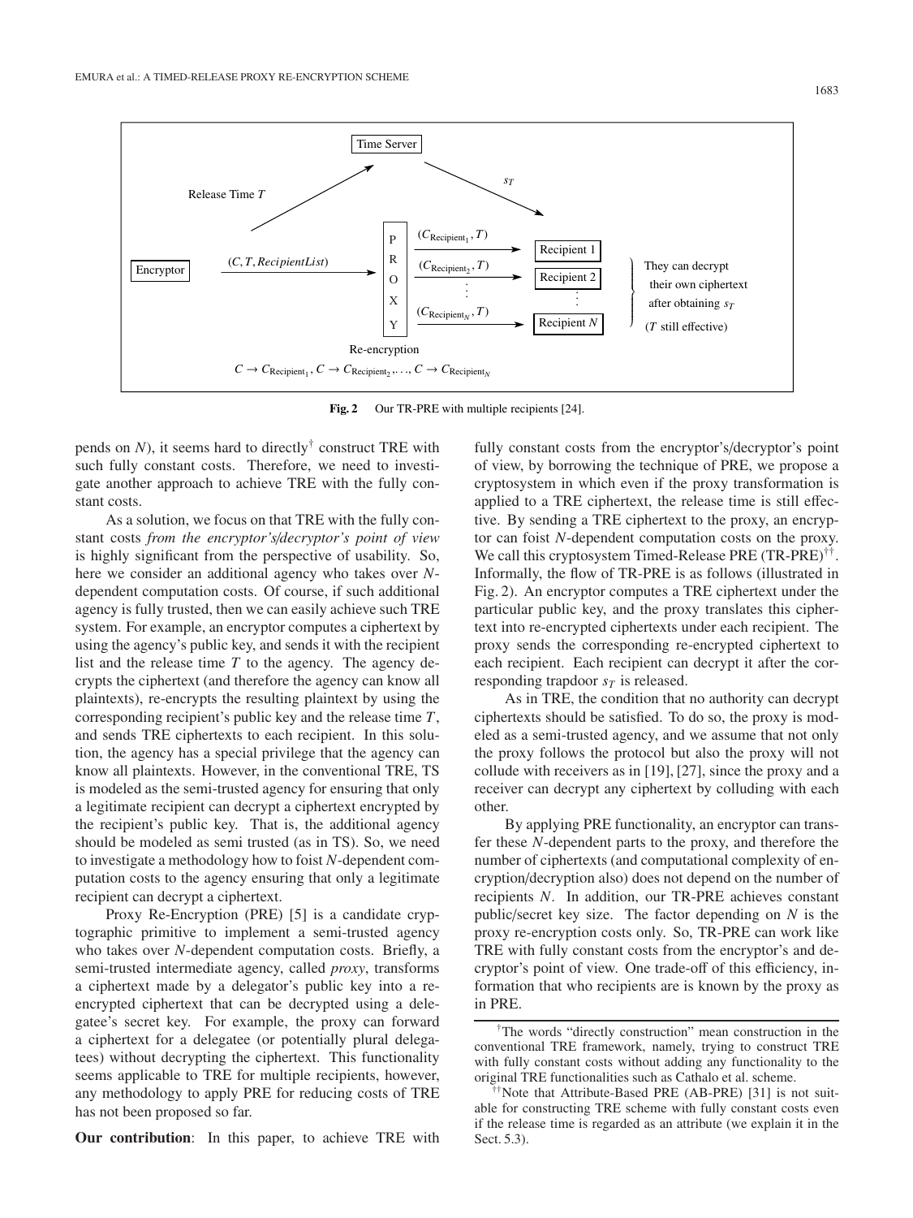Fig. 2 Our TR-PRE with multiple recipients [24].

pends on $N$), it seems hard to directly[†] construct TRE with such fully constant costs. Therefore, we need to investigate another approach to achieve TRE with the fully constant costs.

As a solution, we focus on that TRE with the fully constant costs *from the encryptor's/decryptor's point of view* is highly significant from the perspective of usability. So, here we consider an additional agency who takes over $N$-dependent computation costs. Of course, if such additional agency is fully trusted, then we can easily achieve such TRE system. For example, an encryptor computes a ciphertext by using the agency's public key, and sends it with the recipient list and the release time $T$ to the agency. The agency decrypts the ciphertext (and therefore the agency can know all plaintexts), re-encrypts the resulting plaintext by using the corresponding recipient's public key and the release time $T$, and sends TRE ciphertexts to each recipient. In this solution, the agency has a special privilege that the agency can know all plaintexts. However, in the conventional TRE, TS is modeled as the semi-trusted agency for ensuring that only a legitimate recipient can decrypt a ciphertext encrypted by the recipient's public key. That is, the additional agency should be modeled as semi trusted (as in TS). So, we need to investigate a methodology how to foist $N$-dependent computation costs to the agency ensuring that only a legitimate recipient can decrypt a ciphertext.

Proxy Re-Encryption (PRE) [5] is a candidate cryptographic primitive to implement a semi-trusted agency who takes over $N$-dependent computation costs. Briefly, a semi-trusted intermediate agency, called *proxy*, transforms a ciphertext made by a delegator's public key into a re-encrypted ciphertext that can be decrypted using a delegatee's secret key. For example, the proxy can forward a ciphertext for a delegatee (or potentially plural delegatees) without decrypting the ciphertext. This functionality seems applicable to TRE for multiple recipients, however, any methodology to apply PRE for reducing costs of TRE has not been proposed so far.

**Our contribution**: In this paper, to achieve TRE with fully constant costs from the encryptor's/decryptor's point of view, by borrowing the technique of PRE, we propose a cryptosystem in which even if the proxy transformation is applied to a TRE ciphertext, the release time is still effective. By sending a TRE ciphertext to the proxy, an encryptor can foist $N$-dependent computation costs on the proxy. We call this cryptosystem Timed-Release PRE (TR-PRE)[††]. Informally, the flow of TR-PRE is as follows (illustrated in Fig. 2). An encryptor computes a TRE ciphertext under the particular public key, and the proxy translates this ciphertext into re-encrypted ciphertexts under each recipient. The proxy sends the corresponding re-encrypted ciphertext to each recipient. Each recipient can decrypt it after the corresponding trapdoor $s_T$ is released.

As in TRE, the condition that no authority can decrypt ciphertexts should be satisfied. To do so, the proxy is modeled as a semi-trusted agency, and we assume that not only the proxy follows the protocol but also the proxy will not collude with receivers as in [19], [27], since the proxy and a receiver can decrypt any ciphertext by colluding with each other.

By applying PRE functionality, an encryptor can transfer these $N$-dependent parts to the proxy, and therefore the number of ciphertexts (and computational complexity of encryption/decryption also) does not depend on the number of recipients $N$. In addition, our TR-PRE achieves constant public/secret key size. The factor depending on $N$ is the proxy re-encryption costs only. So, TR-PRE can work like TRE with fully constant costs from the encryptor's and decryptor's point of view. One trade-off of this efficiency, information that who recipients are is known by the proxy as in PRE.

[†]The words "directly construction" mean construction in the conventional TRE framework, namely, trying to construct TRE with fully constant costs without adding any functionality to the original TRE functionalities such as Cathalo et al. scheme.

[††]Note that Attribute-Based PRE (AB-PRE) [31] is not suitable for constructing TRE scheme with fully constant costs even if the release time is regarded as an attribute (we explain it in the Sect. 5.3).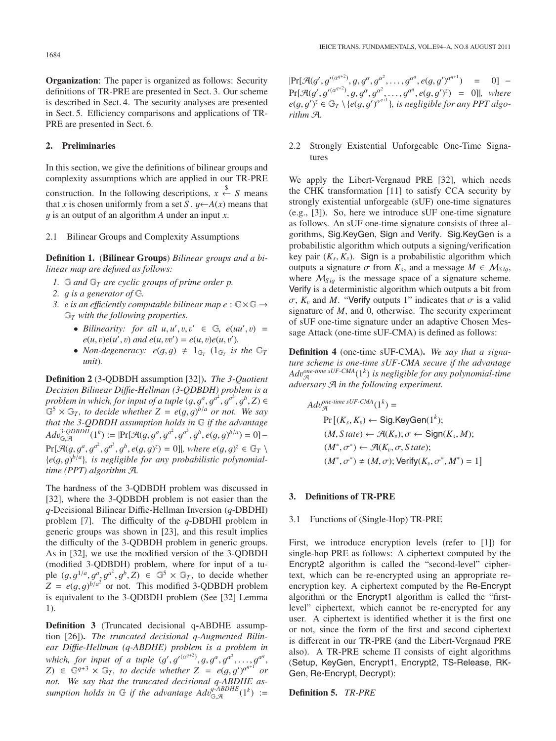**Organization**: The paper is organized as follows: Security definitions of TR-PRE are presented in Sect. 3. Our scheme is described in Sect. 4. The security analyses are presented in Sect. 5. Efficiency comparisons and applications of TR-PRE are presented in Sect. 6.

## 2. Preliminaries

In this section, we give the definitions of bilinear groups and complexity assumptions which are applied in our TR-PRE construction. In the following descriptions, $x \xleftarrow{\$} S$ means that $x$ is chosen uniformly from a set $S$. $y \leftarrow A(x)$ means that $y$ is an output of an algorithm $A$ under an input $x$.

### 2.1 Bilinear Groups and Complexity Assumptions

**Definition 1.** (**Bilinear Groups**) *Bilinear groups and a bilinear map are defined as follows:*

1. *$\mathbb{G}$ and $\mathbb{G}_T$ are cyclic groups of prime order $p$.*
2. *$g$ is a generator of $\mathbb{G}$.*
3. *$e$ is an efficiently computable bilinear map $e : \mathbb{G} \times \mathbb{G} \rightarrow \mathbb{G}_T$ with the following properties.*
   - *Bilinearity: for all $u, u', v, v' \in \mathbb{G}$, $e(uu', v) = e(u, v)e(u', v)$ and $e(u, vv') = e(u, v)e(u, v')$.*
   - *Non-degeneracy: $e(g, g) \neq 1_{\mathbb{G}_T}$ ($1_{\mathbb{G}_T}$ is the $\mathbb{G}_T$ unit).*

**Definition 2** (3-QDBDH assumption [32]). *The 3-Quotient Decision Bilinear Diffie-Hellman (3-QDBDH) problem is a problem in which, for input of a tuple $(g, g^a, g^{a^2}, g^{a^3}, g^b, Z) \in \mathbb{G}^5 \times \mathbb{G}_T$, to decide whether $Z = e(g, g)^{b/a}$ or not. We say that the 3-QDBDH assumption holds in $\mathbb{G}$ if the advantage $Adv^{3\text{-}QDBDH}_{\mathbb{G},\mathcal{A}}(1^k) := |\Pr[\mathcal{A}(g, g^a, g^{a^2}, g^{a^3}, g^b, e(g, g)^{b/a}) = 0] - \Pr[\mathcal{A}(g, g^a, g^{a^2}, g^{a^3}, g^b, e(g, g)^z) = 0]|$, where $e(g, g)^z \in \mathbb{G}_T \setminus \{e(g, g)^{b/a}\}$, is negligible for any probabilistic polynomial-time (PPT) algorithm $\mathcal{A}$.*

The hardness of the 3-QDBDH problem was discussed in [32], where the 3-QDBDH problem is not easier than the $q$-Decisional Bilinear Diffie-Hellman Inversion ($q$-DBDHI) problem [7]. The difficulty of the $q$-DBDHI problem in generic groups was shown in [23], and this result implies the difficulty of the 3-QDBDH problem in generic groups. As in [32], we use the modified version of the 3-QDBDH (modified 3-QDBDH) problem, where for input of a tuple $(g, g^{1/a}, g^a, g^{a^2}, g^b, Z) \in \mathbb{G}^5 \times \mathbb{G}_T$, to decide whether $Z = e(g, g)^{b/a^2}$ or not. This modified 3-QDBDH problem is equivalent to the 3-QDBDH problem (See [32] Lemma 1).

**Definition 3** (Truncated decisional q-ABDHE assumption [26]). *The truncated decisional $q$-Augmented Bilinear Diffie-Hellman ($q$-ABDHE) problem is a problem in which, for input of a tuple $(g', g'^{(\alpha^{q+2})}, g, g^\alpha, g^{\alpha^2}, \ldots, g^{\alpha^q}, Z) \in \mathbb{G}^{q+3} \times \mathbb{G}_T$, to decide whether $Z = e(g, g')^{\alpha^{q+1}}$ or not. We say that the truncated decisional $q$-ABDHE assumption holds in $\mathbb{G}$ if the advantage $Adv^{q\text{-}ABDHE}_{\mathbb{G},\mathcal{A}}(1^k) := |\Pr[\mathcal{A}(g', g'^{(\alpha^{q+2})}, g, g^\alpha, g^{\alpha^2}, \ldots, g^{\alpha^q}, e(g, g')^{\alpha^{q+1}}) = 0] - \Pr[\mathcal{A}(g', g'^{(\alpha^{q+2})}, g, g^\alpha, g^{\alpha^2}, \ldots, g^{\alpha^q}, e(g, g')^z) = 0]|$, where $e(g, g')^z \in \mathbb{G}_T \setminus \{e(g, g')^{\alpha^{q+1}}\}$, is negligible for any PPT algorithm $\mathcal{A}$.*

### 2.2 Strongly Existential Unforgeable One-Time Signatures

We apply the Libert-Vergnaud PRE [32], which needs the CHK transformation [11] to satisfy CCA security by strongly existential unforgeable (sUF) one-time signatures (e.g., [3]). So, here we introduce sUF one-time signature as follows. An sUF one-time signature consists of three algorithms, Sig.KeyGen, Sign and Verify. Sig.KeyGen is a probabilistic algorithm which outputs a signing/verification key pair $(K_s, K_v)$. Sign is a probabilistic algorithm which outputs a signature $\sigma$ from $K_s$, and a message $M \in \mathcal{M}_{Sig}$, where $\mathcal{M}_{Sig}$ is the message space of a signature scheme. Verify is a deterministic algorithm which outputs a bit from $\sigma$, $K_v$ and $M$. "Verify outputs 1" indicates that $\sigma$ is a valid signature of $M$, and 0, otherwise. The security experiment of sUF one-time signature under an adaptive Chosen Message Attack (one-time sUF-CMA) is defined as follows:

**Definition 4** (one-time sUF-CMA). *We say that a signature scheme is one-time sUF-CMA secure if the advantage $Adv^{one\text{-}time\ sUF\text{-}CMA}_{\mathcal{A}}(1^k)$ is negligible for any polynomial-time adversary $\mathcal{A}$ in the following experiment.*

$$
\begin{aligned}
&Adv^{one\text{-}time\ sUF\text{-}CMA}_{\mathcal{A}}(1^k) = \\
&\quad \Pr\big[(K_s, K_v) \leftarrow \mathsf{Sig.KeyGen}(1^k); \\
&\quad (M, State) \leftarrow \mathcal{A}(K_v); \sigma \leftarrow \mathsf{Sign}(K_s, M); \\
&\quad (M^*, \sigma^*) \leftarrow \mathcal{A}(K_v, \sigma, State); \\
&\quad (M^*, \sigma^*) \neq (M, \sigma); \mathsf{Verify}(K_v, \sigma^*, M^*) = 1\big]
\end{aligned}
$$

## 3. Definitions of TR-PRE

### 3.1 Functions of (Single-Hop) TR-PRE

First, we introduce encryption levels (refer to [1]) for single-hop PRE as follows: A ciphertext computed by the Encrypt2 algorithm is called the "second-level" ciphertext, which can be re-encrypted using an appropriate re-encryption key. A ciphertext computed by the Re-Encrypt algorithm or the Encrypt1 algorithm is called the "first-level" ciphertext, which cannot be re-encrypted for any user. A ciphertext is identified whether it is the first one or not, since the form of the first and second ciphertext is different in our TR-PRE (and the Libert-Vergnaud PRE also). A TR-PRE scheme $\Pi$ consists of eight algorithms (Setup, KeyGen, Encrypt1, Encrypt2, TS-Release, RK-Gen, Re-Encrypt, Decrypt):

**Definition 5.** *TR-PRE*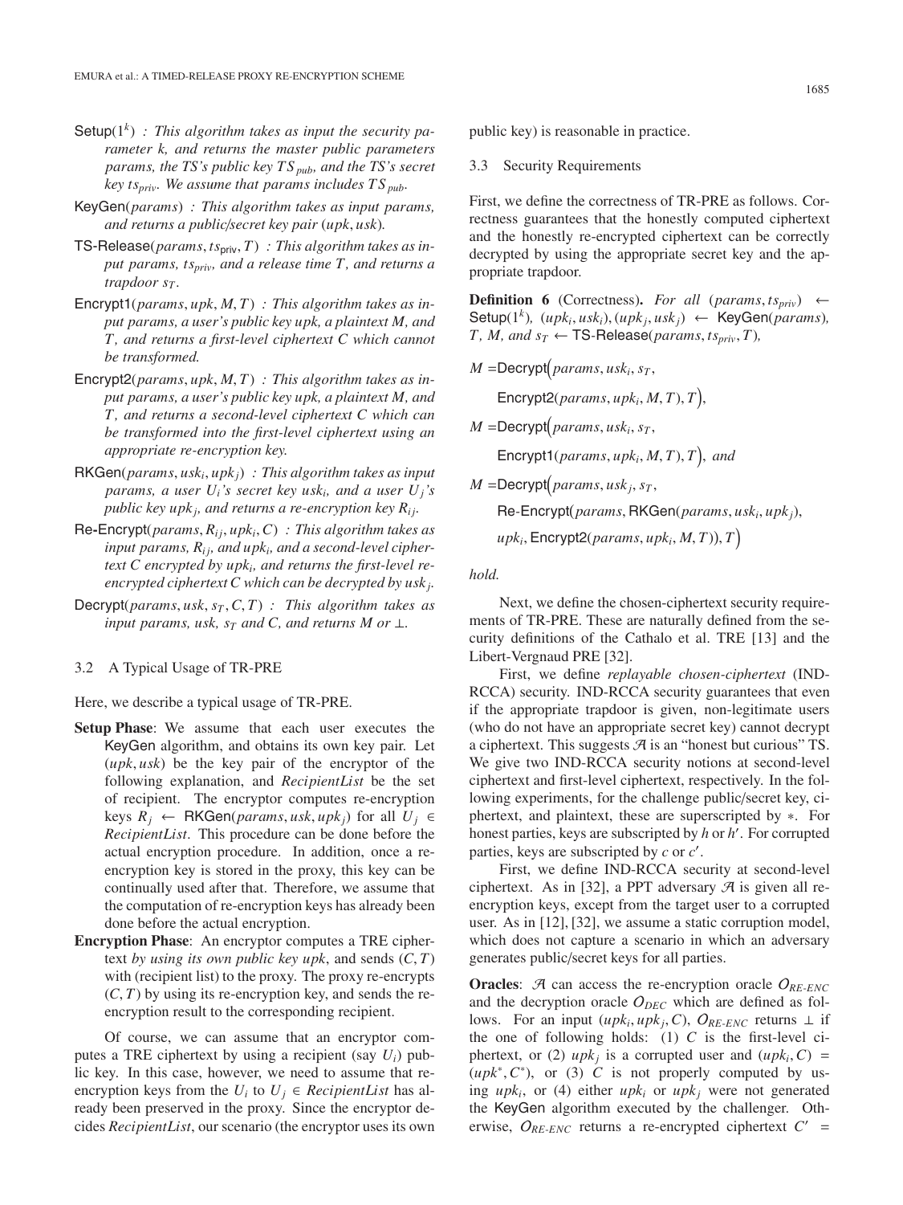- $\mathsf{Setup}(1^k)$ *: This algorithm takes as input the security parameter k, and returns the master public parameters params, the TS's public key $TS_{pub}$, and the TS's secret key $ts_{priv}$. We assume that params includes $TS_{pub}$.*
- $\mathsf{KeyGen}(params)$ *: This algorithm takes as input params, and returns a public/secret key pair $(upk, usk)$.*
- $\mathsf{TS\text{-}Release}(params, ts_{\mathsf{priv}}, T)$ *: This algorithm takes as input params, $ts_{priv}$, and a release time $T$, and returns a trapdoor $s_T$.*
- $\mathsf{Encrypt1}(params, upk, M, T)$ *: This algorithm takes as input params, a user's public key upk, a plaintext M, and T, and returns a first-level ciphertext C which cannot be transformed.*
- $\mathsf{Encrypt2}(params, upk, M, T)$ *: This algorithm takes as input params, a user's public key upk, a plaintext M, and T, and returns a second-level ciphertext C which can be transformed into the first-level ciphertext using an appropriate re-encryption key.*
- $\mathsf{RKGen}(params, usk_i, upk_j)$ *: This algorithm takes as input params, a user $U_i$'s secret key $usk_i$, and a user $U_j$'s public key $upk_j$, and returns a re-encryption key $R_{ij}$.*
- $\mathsf{Re\text{-}Encrypt}(params, R_{ij}, upk_i, C)$ *: This algorithm takes as input params, $R_{ij}$, and $upk_i$, and a second-level ciphertext C encrypted by $upk_i$, and returns the first-level re-encrypted ciphertext C which can be decrypted by $usk_j$.*
- $\mathsf{Decrypt}(params, usk, s_T, C, T)$ *: This algorithm takes as input params, usk, $s_T$ and C, and returns M or $\perp$.*

### 3.2 A Typical Usage of TR-PRE

Here, we describe a typical usage of TR-PRE.

**Setup Phase**: We assume that each user executes the KeyGen algorithm, and obtains its own key pair. Let $(upk, usk)$ be the key pair of the encryptor of the following explanation, and *RecipientList* be the set of recipient. The encryptor computes re-encryption keys $R_j \leftarrow \mathsf{RKGen}(params, usk, upk_j)$ for all $U_j \in$ *RecipientList*. This procedure can be done before the actual encryption procedure. In addition, once a re-encryption key is stored in the proxy, this key can be continually used after that. Therefore, we assume that the computation of re-encryption keys has already been done before the actual encryption.

**Encryption Phase**: An encryptor computes a TRE ciphertext *by using its own public key upk*, and sends $(C, T)$ with (recipient list) to the proxy. The proxy re-encrypts $(C, T)$ by using its re-encryption key, and sends the re-encryption result to the corresponding recipient.

Of course, we can assume that an encryptor computes a TRE ciphertext by using a recipient (say $U_i$) public key. In this case, however, we need to assume that re-encryption keys from the $U_i$ to $U_j \in$ *RecipientList* has already been preserved in the proxy. Since the encryptor decides *RecipientList*, our scenario (the encryptor uses its own public key) is reasonable in practice.

### 3.3 Security Requirements

First, we define the correctness of TR-PRE as follows. Correctness guarantees that the honestly computed ciphertext and the honestly re-encrypted ciphertext can be correctly decrypted by using the appropriate secret key and the appropriate trapdoor.

**Definition 6** (Correctness)**.** *For all* $(params, ts_{priv}) \leftarrow \mathsf{Setup}(1^k)$*,* $(upk_i, usk_i), (upk_j, usk_j) \leftarrow \mathsf{KeyGen}(params)$*,* $T$*,* $M$*, and* $s_T \leftarrow \mathsf{TS\text{-}Release}(params, ts_{priv}, T)$*,*

$$M = \mathsf{Decrypt}\Big(params, usk_i, s_T, \mathsf{Encrypt2}(params, upk_i, M, T), T\Big),$$

$$M = \mathsf{Decrypt}\Big(params, usk_i, s_T, \mathsf{Encrypt1}(params, upk_i, M, T), T\Big), \text{ and}$$

$$M = \mathsf{Decrypt}\Big(params, usk_j, s_T, \mathsf{Re\text{-}Encrypt}(params, \mathsf{RKGen}(params, usk_i, upk_j), upk_i, \mathsf{Encrypt2}(params, upk_i, M, T)), T\Big)$$

*hold.*

Next, we define the chosen-ciphertext security requirements of TR-PRE. These are naturally defined from the security definitions of the Cathalo et al. TRE [13] and the Libert-Vergnaud PRE [32].

First, we define *replayable chosen-ciphertext* (IND-RCCA) security. IND-RCCA security guarantees that even if the appropriate trapdoor is given, non-legitimate users (who do not have an appropriate secret key) cannot decrypt a ciphertext. This suggests $\mathcal{A}$ is an "honest but curious" TS. We give two IND-RCCA security notions at second-level ciphertext and first-level ciphertext, respectively. In the following experiments, for the challenge public/secret key, ciphertext, and plaintext, these are superscripted by $*$. For honest parties, keys are subscripted by $h$ or $h'$. For corrupted parties, keys are subscripted by $c$ or $c'$.

First, we define IND-RCCA security at second-level ciphertext. As in [32], a PPT adversary $\mathcal{A}$ is given all re-encryption keys, except from the target user to a corrupted user. As in [12], [32], we assume a static corruption model, which does not capture a scenario in which an adversary generates public/secret keys for all parties.

**Oracles**: $\mathcal{A}$ can access the re-encryption oracle $O_{RE\text{-}ENC}$ and the decryption oracle $O_{DEC}$ which are defined as follows. For an input $(upk_i, upk_j, C)$, $O_{RE\text{-}ENC}$ returns $\perp$ if the one of following holds: (1) $C$ is the first-level ciphertext, or (2) $upk_j$ is a corrupted user and $(upk_i, C) = (upk^*, C^*)$, or (3) $C$ is not properly computed by using $upk_i$, or (4) either $upk_i$ or $upk_j$ were not generated the KeyGen algorithm executed by the challenger. Otherwise, $O_{RE\text{-}ENC}$ returns a re-encrypted ciphertext $C' =$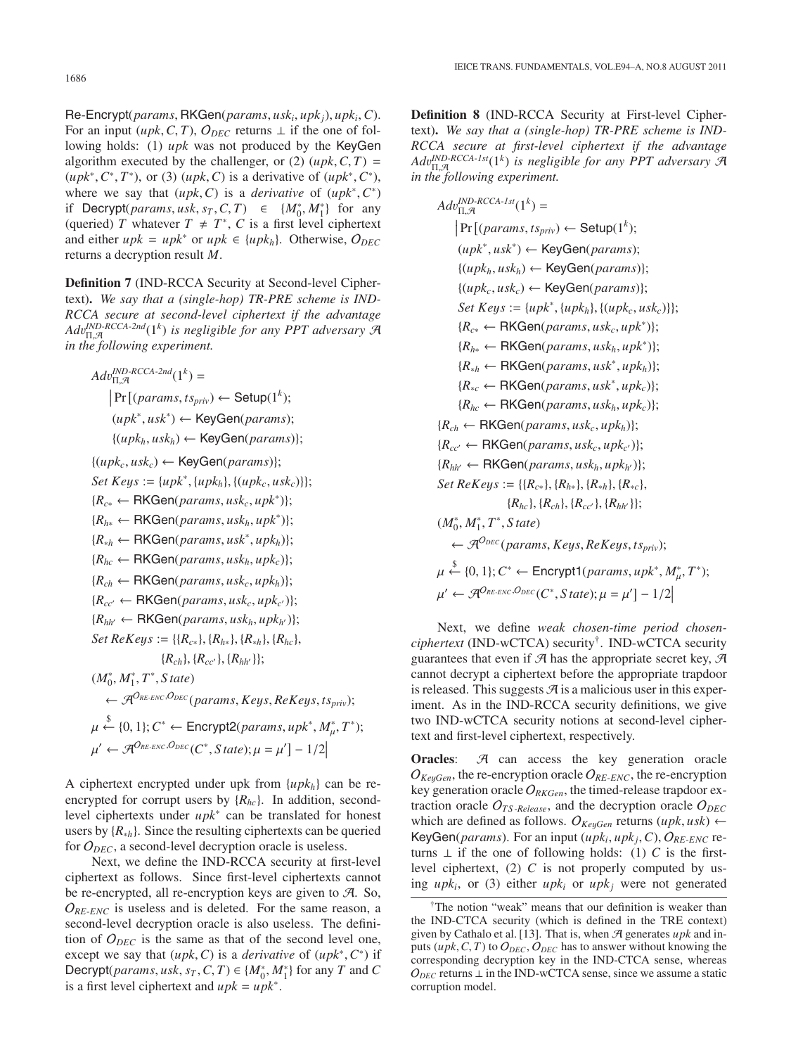Re-Encrypt($params$, RKGen($params, usk_i, upk_j$), $upk_i, C$). For an input $(upk, C, T)$, $O_{DEC}$ returns $\perp$ if the one of following holds: (1) $upk$ was not produced by the KeyGen algorithm executed by the challenger, or (2) $(upk, C, T) = (upk^*, C^*, T^*)$, or (3) $(upk, C)$ is a derivative of $(upk^*, C^*)$, where we say that $(upk, C)$ is a *derivative* of $(upk^*, C^*)$ if Decrypt($params, usk, s_T, C, T$) $\in \{M_0^*, M_1^*\}$ for any (queried) $T$ whatever $T \neq T^*$, $C$ is a first level ciphertext and either $upk = upk^*$ or $upk \in \{upk_h\}$. Otherwise, $O_{DEC}$ returns a decryption result $M$.

**Definition 7** (IND-RCCA Security at Second-level Ciphertext). *We say that a (single-hop) TR-PRE scheme is IND-RCCA secure at second-level ciphertext if the advantage $Adv_{\Pi,\mathcal{A}}^{IND\text{-}RCCA\text{-}2nd}(1^k)$ is negligible for any PPT adversary $\mathcal{A}$ in the following experiment.*

$$
\begin{aligned}
&Adv_{\Pi,\mathcal{A}}^{IND\text{-}RCCA\text{-}2nd}(1^k) = \\
&\quad \Big| \Pr\big[(params, ts_{priv}) \leftarrow \mathsf{Setup}(1^k); \\
&\quad (upk^*, usk^*) \leftarrow \mathsf{KeyGen}(params); \\
&\quad \{(upk_h, usk_h) \leftarrow \mathsf{KeyGen}(params)\}; \\
&\{(upk_c, usk_c) \leftarrow \mathsf{KeyGen}(params)\}; \\
&Set\ Keys := \{upk^*, \{upk_h\}, \{(upk_c, usk_c)\}\}; \\
&\{R_{c*} \leftarrow \mathsf{RKGen}(params, usk_c, upk^*)\}; \\
&\{R_{h*} \leftarrow \mathsf{RKGen}(params, usk_h, upk^*)\}; \\
&\{R_{*h} \leftarrow \mathsf{RKGen}(params, usk^*, upk_h)\}; \\
&\{R_{hc} \leftarrow \mathsf{RKGen}(params, usk_h, upk_c)\}; \\
&\{R_{ch} \leftarrow \mathsf{RKGen}(params, usk_c, upk_h)\}; \\
&\{R_{cc'} \leftarrow \mathsf{RKGen}(params, usk_c, upk_{c'})\}; \\
&\{R_{hh'} \leftarrow \mathsf{RKGen}(params, usk_h, upk_{h'})\}; \\
&Set\ ReKeys := \{\{R_{c*}\}, \{R_{h*}\}, \{R_{*h}\}, \{R_{hc}\}, \\
&\qquad\qquad \{R_{ch}\}, \{R_{cc'}\}, \{R_{hh'}\}\}; \\
&(M_0^*, M_1^*, T^*, State) \\
&\quad \leftarrow \mathcal{A}^{O_{RE\text{-}ENC}, O_{DEC}}(params, Keys, ReKeys, ts_{priv}); \\
&\mu \xleftarrow{\$} \{0,1\}; C^* \leftarrow \mathsf{Encrypt2}(params, upk^*, M_\mu^*, T^*); \\
&\mu' \leftarrow \mathcal{A}^{O_{RE\text{-}ENC}, O_{DEC}}(C^*, State); \mu = \mu'\big] - 1/2 \Big|
\end{aligned}
$$

A ciphertext encrypted under upk from $\{upk_h\}$ can be re-encrypted for corrupt users by $\{R_{hc}\}$. In addition, second-level ciphertexts under $upk^*$ can be translated for honest users by $\{R_{*h}\}$. Since the resulting ciphertexts can be queried for $O_{DEC}$, a second-level decryption oracle is useless.

Next, we define the IND-RCCA security at first-level ciphertext as follows. Since first-level ciphertexts cannot be re-encrypted, all re-encryption keys are given to $\mathcal{A}$. So, $O_{RE\text{-}ENC}$ is useless and is deleted. For the same reason, a second-level decryption oracle is also useless. The definition of $O_{DEC}$ is the same as that of the second level one, except we say that $(upk, C)$ is a *derivative* of $(upk^*, C^*)$ if Decrypt($params, usk, s_T, C, T$) $\in \{M_0^*, M_1^*\}$ for any $T$ and $C$ is a first level ciphertext and $upk = upk^*$.

**Definition 8** (IND-RCCA Security at First-level Ciphertext). *We say that a (single-hop) TR-PRE scheme is IND-RCCA secure at first-level ciphertext if the advantage $Adv_{\Pi,\mathcal{A}}^{IND\text{-}RCCA\text{-}1st}(1^k)$ is negligible for any PPT adversary $\mathcal{A}$ in the following experiment.*

$$
\begin{aligned}
&Adv_{\Pi,\mathcal{A}}^{IND\text{-}RCCA\text{-}1st}(1^k) = \\
&\quad \Big| \Pr\big[(params, ts_{priv}) \leftarrow \mathsf{Setup}(1^k); \\
&\quad (upk^*, usk^*) \leftarrow \mathsf{KeyGen}(params); \\
&\quad \{(upk_h, usk_h) \leftarrow \mathsf{KeyGen}(params)\}; \\
&\quad \{(upk_c, usk_c) \leftarrow \mathsf{KeyGen}(params)\}; \\
&\quad Set\ Keys := \{upk^*, \{upk_h\}, \{(upk_c, usk_c)\}\}; \\
&\quad \{R_{c*} \leftarrow \mathsf{RKGen}(params, usk_c, upk^*)\}; \\
&\quad \{R_{h*} \leftarrow \mathsf{RKGen}(params, usk_h, upk^*)\}; \\
&\quad \{R_{*h} \leftarrow \mathsf{RKGen}(params, usk^*, upk_h)\}; \\
&\quad \{R_{*c} \leftarrow \mathsf{RKGen}(params, usk^*, upk_c)\}; \\
&\quad \{R_{hc} \leftarrow \mathsf{RKGen}(params, usk_h, upk_c)\}; \\
&\{R_{ch} \leftarrow \mathsf{RKGen}(params, usk_c, upk_h)\}; \\
&\{R_{cc'} \leftarrow \mathsf{RKGen}(params, usk_c, upk_{c'})\}; \\
&\{R_{hh'} \leftarrow \mathsf{RKGen}(params, usk_h, upk_{h'})\}; \\
&Set\ ReKeys := \{\{R_{c*}\}, \{R_{h*}\}, \{R_{*h}\}, \{R_{*c}\}, \\
&\qquad\qquad \{R_{hc}\}, \{R_{ch}\}, \{R_{cc'}\}, \{R_{hh'}\}\}; \\
&(M_0^*, M_1^*, T^*, State) \\
&\quad \leftarrow \mathcal{A}^{O_{DEC}}(params, Keys, ReKeys, ts_{priv}); \\
&\mu \xleftarrow{\$} \{0,1\}; C^* \leftarrow \mathsf{Encrypt1}(params, upk^*, M_\mu^*, T^*); \\
&\mu' \leftarrow \mathcal{A}^{O_{RE\text{-}ENC}, O_{DEC}}(C^*, State); \mu = \mu'\big] - 1/2 \Big|
\end{aligned}
$$

Next, we define *weak chosen-time period chosen-ciphertext* (IND-wCTCA) security[†]. IND-wCTCA security guarantees that even if $\mathcal{A}$ has the appropriate secret key, $\mathcal{A}$ cannot decrypt a ciphertext before the appropriate trapdoor is released. This suggests $\mathcal{A}$ is a malicious user in this experiment. As in the IND-RCCA security definitions, we give two IND-wCTCA security notions at second-level ciphertext and first-level ciphertext, respectively.

**Oracles**: $\mathcal{A}$ can access the key generation oracle $O_{KeyGen}$, the re-encryption oracle $O_{RE\text{-}ENC}$, the re-encryption key generation oracle $O_{RKGen}$, the timed-release trapdoor extraction oracle $O_{TS\text{-}Release}$, and the decryption oracle $O_{DEC}$ which are defined as follows. $O_{KeyGen}$ returns $(upk, usk) \leftarrow$ KeyGen($params$). For an input $(upk_i, upk_j, C)$, $O_{RE\text{-}ENC}$ returns $\perp$ if the one of following holds: (1) $C$ is the first-level ciphertext, (2) $C$ is not properly computed by using $upk_i$, or (3) either $upk_i$ or $upk_j$ were not generated

[†]The notion "weak" means that our definition is weaker than the IND-CTCA security (which is defined in the TRE context) given by Cathalo et al. [13]. That is, when $\mathcal{A}$ generates $upk$ and inputs $(upk, C, T)$ to $O_{DEC}$, $O_{DEC}$ has to answer without knowing the corresponding decryption key in the IND-CTCA sense, whereas $O_{DEC}$ returns $\perp$ in the IND-wCTCA sense, since we assume a static corruption model.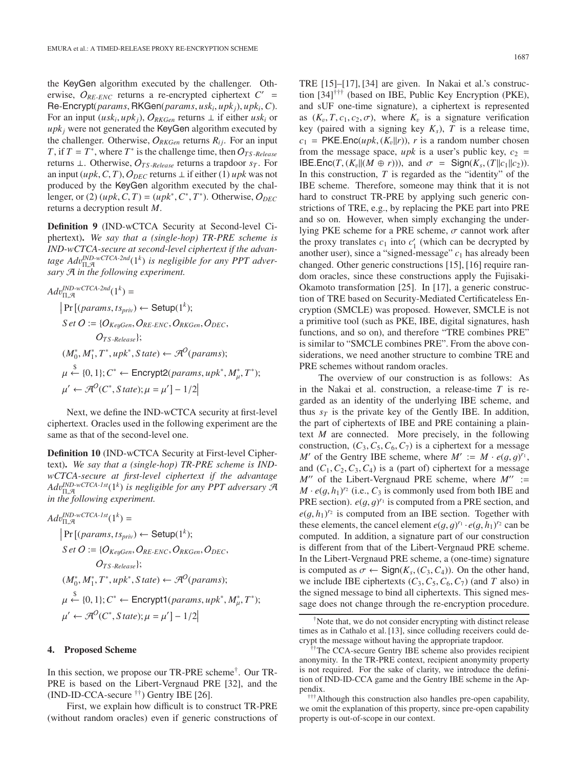the KeyGen algorithm executed by the challenger. Otherwise, $O_{RE\text{-}ENC}$ returns a re-encrypted ciphertext $C' = \mathsf{Re\text{-}Encrypt}(params, \mathsf{RKGen}(params, usk_i, upk_j), upk_i, C)$. For an input $(usk_i, upk_j)$, $O_{RKGen}$ returns $\perp$ if either $usk_i$ or $upk_j$ were not generated the KeyGen algorithm executed by the challenger. Otherwise, $O_{RKGen}$ returns $R_{ij}$. For an input $T$, if $T = T^*$, where $T^*$ is the challenge time, then $O_{TS\text{-}Release}$ returns $\perp$. Otherwise, $O_{TS\text{-}Release}$ returns a trapdoor $s_T$. For an input $(upk, C, T)$, $O_{DEC}$ returns $\perp$ if either (1) $upk$ was not produced by the KeyGen algorithm executed by the challenger, or (2) $(upk, C, T) = (upk^*, C^*, T^*)$. Otherwise, $O_{DEC}$ returns a decryption result $M$.

**Definition 9** (IND-wCTCA Security at Second-level Ciphertext). *We say that a (single-hop) TR-PRE scheme is IND-wCTCA-secure at second-level ciphertext if the advantage $Adv^{IND\text{-}wCTCA\text{-}2nd}_{\Pi,\mathcal{A}}(1^k)$ is negligible for any PPT adversary $\mathcal{A}$ in the following experiment.*

$$
\begin{aligned}
&Adv^{IND\text{-}wCTCA\text{-}2nd}_{\Pi,\mathcal{A}}(1^k) = \\
&\quad \big| \Pr\big[(params, ts_{priv}) \leftarrow \mathsf{Setup}(1^k); \\
&\quad Set\ O := \{O_{KeyGen}, O_{RE\text{-}ENC}, O_{RKGen}, O_{DEC}, \\
&\qquad O_{TS\text{-}Release}\}; \\
&\quad (M_0^*, M_1^*, T^*, upk^*, State) \leftarrow \mathcal{A}^O(params); \\
&\quad \mu \xleftarrow{\$} \{0,1\}; C^* \leftarrow \mathsf{Encrypt2}(params, upk^*, M_\mu^*, T^*); \\
&\quad \mu' \leftarrow \mathcal{A}^O(C^*, State); \mu = \mu'\big] - 1/2 \big|
\end{aligned}
$$

Next, we define the IND-wCTCA security at first-level ciphertext. Oracles used in the following experiment are the same as that of the second-level one.

**Definition 10** (IND-wCTCA Security at First-level Ciphertext). *We say that a (single-hop) TR-PRE scheme is IND-wCTCA-secure at first-level ciphertext if the advantage $Adv^{IND\text{-}wCTCA\text{-}1st}_{\Pi,\mathcal{A}}(1^k)$ is negligible for any PPT adversary $\mathcal{A}$ in the following experiment.*

$$
\begin{aligned}
&Adv^{IND\text{-}wCTCA\text{-}1st}_{\Pi,\mathcal{A}}(1^k) = \\
&\quad \big| \Pr\big[(params, ts_{priv}) \leftarrow \mathsf{Setup}(1^k); \\
&\quad Set\ O := \{O_{KeyGen}, O_{RE\text{-}ENC}, O_{RKGen}, O_{DEC}, \\
&\qquad O_{TS\text{-}Release}\}; \\
&\quad (M_0^*, M_1^*, T^*, upk^*, State) \leftarrow \mathcal{A}^O(params); \\
&\quad \mu \xleftarrow{\$} \{0,1\}; C^* \leftarrow \mathsf{Encrypt1}(params, upk^*, M_\mu^*, T^*); \\
&\quad \mu' \leftarrow \mathcal{A}^O(C^*, State); \mu = \mu'\big] - 1/2 \big|
\end{aligned}
$$

## 4. Proposed Scheme

In this section, we propose our TR-PRE scheme[†]. Our TR-PRE is based on the Libert-Vergnaud PRE [32], and the (IND-ID-CCA-secure [††]) Gentry IBE [26].

First, we explain how difficult is to construct TR-PRE (without random oracles) even if generic constructions of TRE [15]–[17], [34] are given. In Nakai et al.'s construction [34][†††] (based on IBE, Public Key Encryption (PKE), and sUF one-time signature), a ciphertext is represented as $(K_v, T, c_1, c_2, \sigma)$, where $K_v$ is a signature verification key (paired with a signing key $K_s$), $T$ is a release time, $c_1 = \mathsf{PKE.Enc}(upk, (K_v \| r))$, $r$ is a random number chosen from the message space, $upk$ is a user's public key, $c_2 = \mathsf{IBE.Enc}(T, (K_v \| (M \oplus r)))$, and $\sigma = \mathsf{Sign}(K_s, (T \| c_1 \| c_2))$. In this construction, $T$ is regarded as the "identity" of the IBE scheme. Therefore, someone may think that it is not hard to construct TR-PRE by applying such generic constrictions of TRE, e.g., by replacing the PKE part into PRE and so on. However, when simply exchanging the underlying PKE scheme for a PRE scheme, $\sigma$ cannot work after the proxy translates $c_1$ into $c_1'$ (which can be decrypted by another user), since a "signed-message" $c_1$ has already been changed. Other generic constructions [15], [16] require random oracles, since these constructions apply the Fujisaki-Okamoto transformation [25]. In [17], a generic construction of TRE based on Security-Mediated Certificateless Encryption (SMCLE) was proposed. However, SMCLE is not a primitive tool (such as PKE, IBE, digital signatures, hash functions, and so on), and therefore "TRE combines PRE" is similar to "SMCLE combines PRE". From the above considerations, we need another structure to combine TRE and PRE schemes without random oracles.

The overview of our construction is as follows: As in the Nakai et al. construction, a release-time $T$ is regarded as an identity of the underlying IBE scheme, and thus $s_T$ is the private key of the Gently IBE. In addition, the part of ciphertexts of IBE and PRE containing a plaintext $M$ are connected. More precisely, in the following construction, $(C_3, C_5, C_6, C_7)$ is a ciphertext for a message $M'$ of the Gentry IBE scheme, where $M' := M \cdot e(g, g)^{r_1}$, and $(C_1, C_2, C_3, C_4)$ is a (part of) ciphertext for a message $M''$ of the Libert-Vergnaud PRE scheme, where $M'' := M \cdot e(g, h_1)^{r_2}$ (i.e., $C_3$ is commonly used from both IBE and PRE section). $e(g, g)^{r_1}$ is computed from a PRE section, and $e(g, h_1)^{r_2}$ is computed from an IBE section. Together with these elements, the cancel element $e(g, g)^{r_1} \cdot e(g, h_1)^{r_2}$ can be computed. In addition, a signature part of our construction is different from that of the Libert-Vergnaud PRE scheme. In the Libert-Vergnaud PRE scheme, a (one-time) signature is computed as $\sigma \leftarrow \mathsf{Sign}(K_s, (C_3, C_4))$. On the other hand, we include IBE ciphertexts $(C_3, C_5, C_6, C_7)$ (and $T$ also) in the signed message to bind all ciphertexts. This signed message does not change through the re-encryption procedure.

[†] Note that, we do not consider encrypting with distinct release times as in Cathalo et al. [13], since colluding receivers could decrypt the message without having the appropriate trapdoor.

[††] The CCA-secure Gentry IBE scheme also provides recipient anonymity. In the TR-PRE context, recipient anonymity property is not required. For the sake of clarity, we introduce the definition of IND-ID-CCA game and the Gentry IBE scheme in the Appendix.

[†††] Although this construction also handles pre-open capability, we omit the explanation of this property, since pre-open capability property is out-of-scope in our context.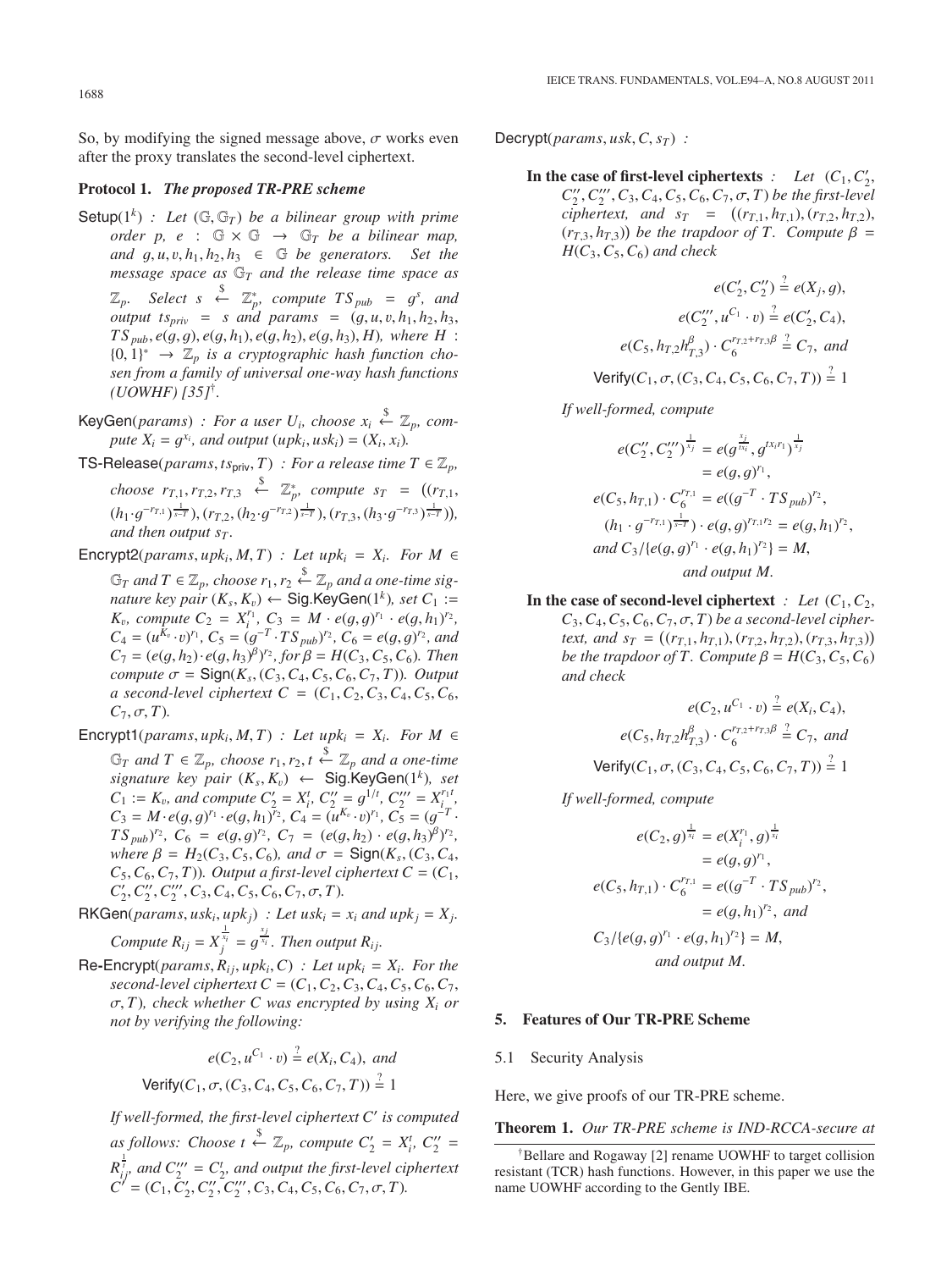So, by modifying the signed message above, $\sigma$ works even after the proxy translates the second-level ciphertext.

**Protocol 1.** ***The proposed TR-PRE scheme***

- $\mathsf{Setup}(1^k)$ *: Let $(\mathbb{G}, \mathbb{G}_T)$ be a bilinear group with prime order $p$, $e : \mathbb{G} \times \mathbb{G} \rightarrow \mathbb{G}_T$ be a bilinear map, and $g, u, v, h_1, h_2, h_3 \in \mathbb{G}$ be generators. Set the message space as $\mathbb{G}_T$ and the release time space as $\mathbb{Z}_p$. Select $s \xleftarrow{\$} \mathbb{Z}_p^*$, compute $TS_{pub} = g^s$, and output $ts_{priv} = s$ and $params = (g, u, v, h_1, h_2, h_3, TS_{pub}, e(g, g), e(g, h_1), e(g, h_2), e(g, h_3), H)$, where $H : \{0, 1\}^* \rightarrow \mathbb{Z}_p$ is a cryptographic hash function chosen from a family of universal one-way hash functions (UOWHF) [35]†.*
- $\mathsf{KeyGen}(params)$ *: For a user $U_i$, choose $x_i \xleftarrow{\$} \mathbb{Z}_p$, compute $X_i = g^{x_i}$, and output $(upk_i, usk_i) = (X_i, x_i)$.*
- $\mathsf{TS\text{-}Release}(params, ts_{\mathsf{priv}}, T)$ *: For a release time $T \in \mathbb{Z}_p$, choose $r_{T,1}, r_{T,2}, r_{T,3} \xleftarrow{\$} \mathbb{Z}_p^*$, compute $s_T = ((r_{T,1}, (h_1 \cdot g^{-r_{T,1}})^{\frac{1}{s-T}}), (r_{T,2}, (h_2 \cdot g^{-r_{T,2}})^{\frac{1}{s-T}}), (r_{T,3}, (h_3 \cdot g^{-r_{T,3}})^{\frac{1}{s-T}}))$, and then output $s_T$.*
- $\mathsf{Encrypt2}(params, upk_i, M, T)$ *: Let $upk_i = X_i$. For $M \in \mathbb{G}_T$ and $T \in \mathbb{Z}_p$, choose $r_1, r_2 \xleftarrow{\$} \mathbb{Z}_p$ and a one-time signature key pair $(K_s, K_v) \leftarrow \mathsf{Sig.KeyGen}(1^k)$, set $C_1 := K_v$, compute $C_2 = X_i^{r_1}$, $C_3 = M \cdot e(g, g)^{r_1} \cdot e(g, h_1)^{r_2}$, $C_4 = (u^{K_v} \cdot v)^{r_1}$, $C_5 = (g^{-T} \cdot TS_{pub})^{r_2}$, $C_6 = e(g, g)^{r_2}$, and $C_7 = (e(g, h_2) \cdot e(g, h_3)^{\beta})^{r_2}$, for $\beta = H(C_3, C_5, C_6)$. Then compute $\sigma = \mathsf{Sign}(K_s, (C_3, C_4, C_5, C_6, C_7, T))$. Output a second-level ciphertext $C = (C_1, C_2, C_3, C_4, C_5, C_6, C_7, \sigma, T)$.*
- $\mathsf{Encrypt1}(params, upk_i, M, T)$ *: Let $upk_i = X_i$. For $M \in \mathbb{G}_T$ and $T \in \mathbb{Z}_p$, choose $r_1, r_2, t \xleftarrow{\$} \mathbb{Z}_p$ and a one-time signature key pair $(K_s, K_v) \leftarrow \mathsf{Sig.KeyGen}(1^k)$, set $C_1 := K_v$, and compute $C_2' = X_i^t$, $C_2'' = g^{1/t}$, $C_2''' = X_i^{r_1 t}$, $C_3 = M \cdot e(g, g)^{r_1} \cdot e(g, h_1)^{r_2}$, $C_4 = (u^{K_v} \cdot v)^{r_1}$, $C_5 = (g^{-T} \cdot TS_{pub})^{r_2}$, $C_6 = e(g, g)^{r_2}$, $C_7 = (e(g, h_2) \cdot e(g, h_3)^{\beta})^{r_2}$, where $\beta = H_2(C_3, C_5, C_6)$, and $\sigma = \mathsf{Sign}(K_s, (C_3, C_4, C_5, C_6, C_7, T))$. Output a first-level ciphertext $C = (C_1, C_2', C_2'', C_2''', C_3, C_4, C_5, C_6, C_7, \sigma, T)$.*
- $\mathsf{RKGen}(params, usk_i, upk_j)$ *: Let $usk_i = x_i$ and $upk_j = X_j$. Compute $R_{ij} = X_j^{\frac{1}{x_i}} = g^{\frac{x_j}{x_i}}$. Then output $R_{ij}$.*
- $\mathsf{Re\text{-}Encrypt}(params, R_{ij}, upk_i, C)$ *: Let $upk_i = X_i$. For the second-level ciphertext $C = (C_1, C_2, C_3, C_4, C_5, C_6, C_7, \sigma, T)$, check whether $C$ was encrypted by using $X_i$ or not by verifying the following:*

$$e(C_2, u^{C_1} \cdot v) \stackrel{?}{=} e(X_i, C_4), \text{ and}$$
$$\mathsf{Verify}(C_1, \sigma, (C_3, C_4, C_5, C_6, C_7, T)) \stackrel{?}{=} 1$$

*If well-formed, the first-level ciphertext $C'$ is computed as follows: Choose $t \xleftarrow{\$} \mathbb{Z}_p$, compute $C_2' = X_i^t$, $C_2'' = R_{ij}^{\frac{1}{t}}$, and $C_2''' = C_2^t$, and output the first-level ciphertext $C' = (C_1, C_2', C_2'', C_2''', C_3, C_4, C_5, C_6, C_7, \sigma, T)$.*

- $\mathsf{Decrypt}(params, usk, C, s_T)$ *:*

  **In the case of first-level ciphertexts** *: Let $(C_1, C_2', C_2'', C_2''', C_3, C_4, C_5, C_6, C_7, \sigma, T)$ be the first-level ciphertext, and $s_T = ((r_{T,1}, h_{T,1}), (r_{T,2}, h_{T,2}), (r_{T,3}, h_{T,3}))$ be the trapdoor of $T$. Compute $\beta = H(C_3, C_5, C_6)$ and check*

$$e(C_2', C_2'') \stackrel{?}{=} e(X_j, g),$$
$$e(C_2''', u^{C_1} \cdot v) \stackrel{?}{=} e(C_2', C_4),$$
$$e(C_5, h_{T,2} h_{T,3}^{\beta}) \cdot C_6^{r_{T,2} + r_{T,3}\beta} \stackrel{?}{=} C_7, \text{ and}$$
$$\mathsf{Verify}(C_1, \sigma, (C_3, C_4, C_5, C_6, C_7, T)) \stackrel{?}{=} 1$$

  *If well-formed, compute*

$$e(C_2'', C_2''')^{\frac{1}{x_j}} = e(g^{\frac{x_j}{tx_i}}, g^{tx_i r_1})^{\frac{1}{x_j}} = e(g, g)^{r_1},$$
$$e(C_5, h_{T,1}) \cdot C_6^{r_{T,1}} = e((g^{-T} \cdot TS_{pub})^{r_2}, (h_1 \cdot g^{-r_{T,1}})^{\frac{1}{s-T}}) \cdot e(g, g)^{r_{T,1} r_2} = e(g, h_1)^{r_2},$$
$$\text{and } C_3 / \{e(g, g)^{r_1} \cdot e(g, h_1)^{r_2}\} = M,$$

  *and output $M$.*

  **In the case of second-level ciphertext** *: Let $(C_1, C_2, C_3, C_4, C_5, C_6, C_7, \sigma, T)$ be a second-level ciphertext, and $s_T = ((r_{T,1}, h_{T,1}), (r_{T,2}, h_{T,2}), (r_{T,3}, h_{T,3}))$ be the trapdoor of $T$. Compute $\beta = H(C_3, C_5, C_6)$ and check*

$$e(C_2, u^{C_1} \cdot v) \stackrel{?}{=} e(X_i, C_4),$$
$$e(C_5, h_{T,2} h_{T,3}^{\beta}) \cdot C_6^{r_{T,2} + r_{T,3}\beta} \stackrel{?}{=} C_7, \text{ and}$$
$$\mathsf{Verify}(C_1, \sigma, (C_3, C_4, C_5, C_6, C_7, T)) \stackrel{?}{=} 1$$

  *If well-formed, compute*

$$e(C_2, g)^{\frac{1}{x_i}} = e(X_i^{r_1}, g)^{\frac{1}{x_i}} = e(g, g)^{r_1},$$
$$e(C_5, h_{T,1}) \cdot C_6^{r_{T,1}} = e((g^{-T} \cdot TS_{pub})^{r_2}, = e(g, h_1)^{r_2}, \text{ and}$$
$$C_3 / \{e(g, g)^{r_1} \cdot e(g, h_1)^{r_2}\} = M,$$

  *and output $M$.*

## 5. Features of Our TR-PRE Scheme

### 5.1 Security Analysis

Here, we give proofs of our TR-PRE scheme.

**Theorem 1.** *Our TR-PRE scheme is IND-RCCA-secure at*

---

†Bellare and Rogaway [2] rename UOWHF to target collision resistant (TCR) hash functions. However, in this paper we use the name UOWHF according to the Gently IBE.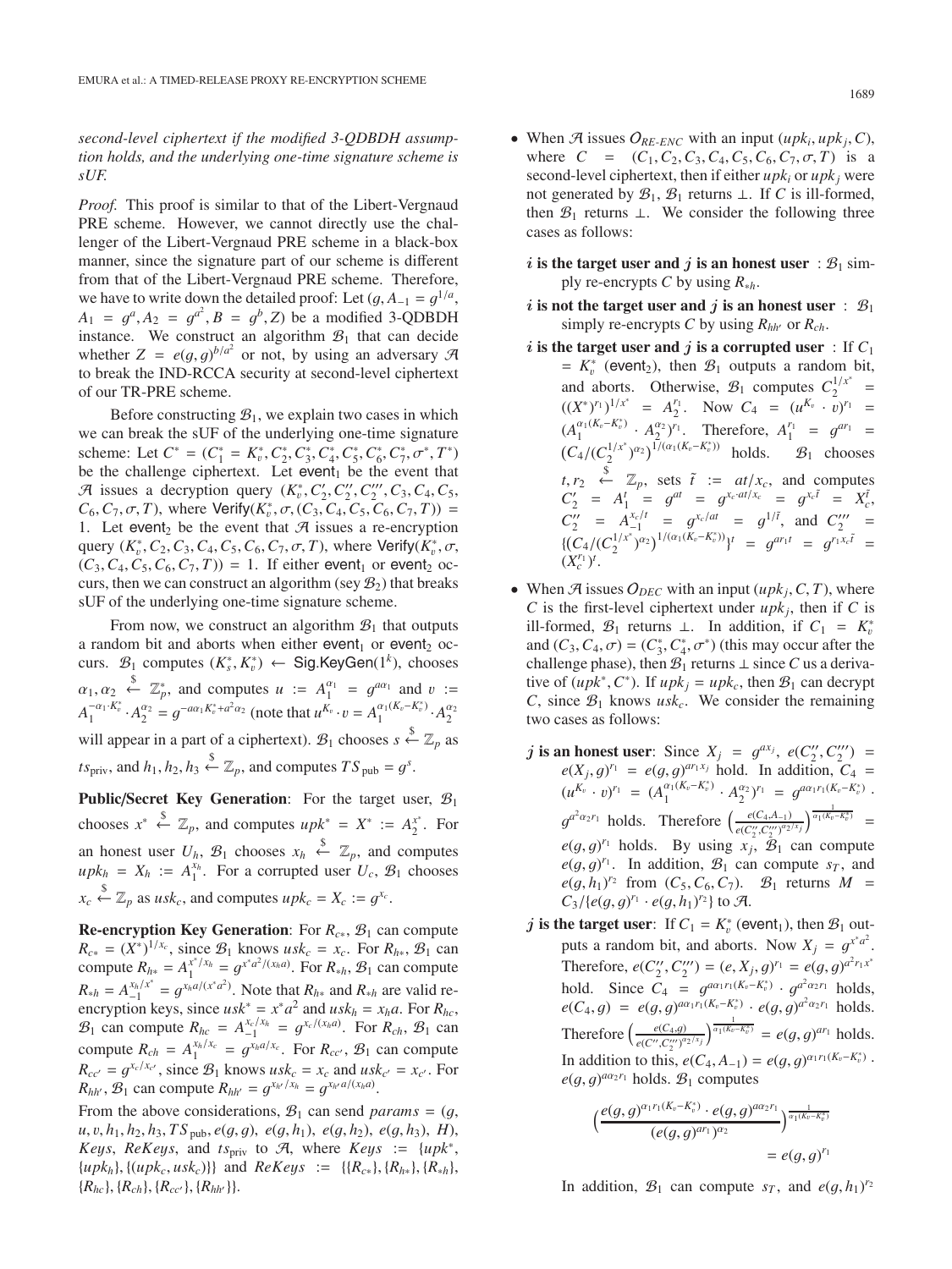*second-level ciphertext if the modified 3-QDBDH assumption holds, and the underlying one-time signature scheme is sUF.*

*Proof.* This proof is similar to that of the Libert-Vergnaud PRE scheme. However, we cannot directly use the challenger of the Libert-Vergnaud PRE scheme in a black-box manner, since the signature part of our scheme is different from that of the Libert-Vergnaud PRE scheme. Therefore, we have to write down the detailed proof: Let $(g, A_{-1} = g^{1/a}, A_1 = g^a, A_2 = g^{a^2}, B = g^b, Z)$ be a modified 3-QDBDH instance. We construct an algorithm $\mathcal{B}_1$ that can decide whether $Z = e(g,g)^{b/a^2}$ or not, by using an adversary $\mathcal{A}$ to break the IND-RCCA security at second-level ciphertext of our TR-PRE scheme.

Before constructing $\mathcal{B}_1$, we explain two cases in which we can break the sUF of the underlying one-time signature scheme: Let $C^* = (C_1^* = K_v^*, C_2^*, C_3^*, C_4^*, C_5^*, C_6^*, C_7^*, \sigma^*, T^*)$ be the challenge ciphertext. Let $\mathsf{event}_1$ be the event that $\mathcal{A}$ issues a decryption query $(K_v^*, C_2', C_2'', C_2''', C_3, C_4, C_5, C_6, C_7, \sigma, T)$, where $\mathsf{Verify}(K_v^*, \sigma, (C_3, C_4, C_5, C_6, C_7, T)) = 1$. Let $\mathsf{event}_2$ be the event that $\mathcal{A}$ issues a re-encryption query $(K_v^*, C_2, C_3, C_4, C_5, C_6, C_7, \sigma, T)$, where $\mathsf{Verify}(K_v^*, \sigma, (C_3, C_4, C_5, C_6, C_7, T)) = 1$. If either $\mathsf{event}_1$ or $\mathsf{event}_2$ occurs, then we can construct an algorithm (sey $\mathcal{B}_2$) that breaks sUF of the underlying one-time signature scheme.

From now, we construct an algorithm $\mathcal{B}_1$ that outputs a random bit and aborts when either $\mathsf{event}_1$ or $\mathsf{event}_2$ occurs. $\mathcal{B}_1$ computes $(K_s^*, K_v^*) \leftarrow \mathsf{Sig.KeyGen}(1^k)$, chooses $\alpha_1, \alpha_2 \xleftarrow{\$} \mathbb{Z}_p^*$, and computes $u := A_1^{\alpha_1} = g^{a\alpha_1}$ and $v := A_1^{-\alpha_1 \cdot K_v^*} \cdot A_2^{\alpha_2} = g^{-a\alpha_1 K_v^* + a^2\alpha_2}$ (note that $u^{K_v} \cdot v = A_1^{\alpha_1(K_v - K_v^*)} \cdot A_2^{\alpha_2}$ will appear in a part of a ciphertext). $\mathcal{B}_1$ chooses $s \xleftarrow{\$} \mathbb{Z}_p$ as $ts_{\mathrm{priv}}$, and $h_1, h_2, h_3 \xleftarrow{\$} \mathbb{Z}_p$, and computes $TS_{\mathrm{pub}} = g^s$.

**Public/Secret Key Generation**: For the target user, $\mathcal{B}_1$ chooses $x^* \xleftarrow{\$} \mathbb{Z}_p$, and computes $upk^* = X^* := A_2^{x^*}$. For an honest user $U_h$, $\mathcal{B}_1$ chooses $x_h \xleftarrow{\$} \mathbb{Z}_p$, and computes $upk_h = X_h := A_1^{x_h}$. For a corrupted user $U_c$, $\mathcal{B}_1$ chooses $x_c \xleftarrow{\$} \mathbb{Z}_p$ as $usk_c$, and computes $upk_c = X_c := g^{x_c}$.

**Re-encryption Key Generation**: For $R_{c*}$, $\mathcal{B}_1$ can compute $R_{c*} = (X^*)^{1/x_c}$, since $\mathcal{B}_1$ knows $usk_c = x_c$. For $R_{h*}$, $\mathcal{B}_1$ can compute $R_{h*} = A_1^{x^*/x_h} = g^{x^* a^2/(x_h a)}$. For $R_{*h}$, $\mathcal{B}_1$ can compute $R_{*h} = A_{-1}^{x_h/x^*} = g^{x_h a/(x^* a^2)}$. Note that $R_{h*}$ and $R_{*h}$ are valid re-encryption keys, since $usk^* = x^* a^2$ and $usk_h = x_h a$. For $R_{hc}$, $\mathcal{B}_1$ can compute $R_{hc} = A_{-1}^{x_c/x_h} = g^{x_c/(x_h a)}$. For $R_{ch}$, $\mathcal{B}_1$ can compute $R_{ch} = A_1^{x_h/x_c} = g^{x_h a/x_c}$. For $R_{cc'}$, $\mathcal{B}_1$ can compute $R_{cc'} = g^{x_c/x_{c'}}$, since $\mathcal{B}_1$ knows $usk_c = x_c$ and $usk_{c'} = x_{c'}$. For $R_{hh'}$, $\mathcal{B}_1$ can compute $R_{hh'} = g^{x_{h'}/x_h} = g^{x_{h'} a/(x_h a)}$.

From the above considerations, $\mathcal{B}_1$ can send $params = (g, u, v, h_1, h_2, h_3, TS_{\mathrm{pub}}, e(g,g), e(g,h_1), e(g,h_2), e(g,h_3), H)$, $Keys$, $ReKeys$, and $ts_{\mathrm{priv}}$ to $\mathcal{A}$, where $Keys := \{upk^*, \{upk_h\}, \{(upk_c, usk_c)\}\}$ and $ReKeys := \{\{R_{c*}\}, \{R_{h*}\}, \{R_{*h}\}, \{R_{hc}\}, \{R_{ch}\}, \{R_{cc'}\}, \{R_{hh'}\}\}$.

- When $\mathcal{A}$ issues $\mathcal{O}_{RE\text{-}ENC}$ with an input $(upk_i, upk_j, C)$, where $C = (C_1, C_2, C_3, C_4, C_5, C_6, C_7, \sigma, T)$ is a second-level ciphertext, then if either $upk_i$ or $upk_j$ were not generated by $\mathcal{B}_1$, $\mathcal{B}_1$ returns $\perp$. If $C$ is ill-formed, then $\mathcal{B}_1$ returns $\perp$. We consider the following three cases as follows:

  **$i$ is the target user and $j$ is an honest user** : $\mathcal{B}_1$ simply re-encrypts $C$ by using $R_{*h}$.

  **$i$ is not the target user and $j$ is an honest user** : $\mathcal{B}_1$ simply re-encrypts $C$ by using $R_{hh'}$ or $R_{ch}$.

  **$i$ is the target user and $j$ is a corrupted user** : If $C_1 = K_v^*$ ($\mathsf{event}_2$), then $\mathcal{B}_1$ outputs a random bit, and aborts. Otherwise, $\mathcal{B}_1$ computes $C_2^{1/x^*} = ((X^*)^{r_1})^{1/x^*} = A_2^{r_1}$. Now $C_4 = (u^{K_v} \cdot v)^{r_1} = (A_1^{\alpha_1(K_v - K_v^*)} \cdot A_2^{\alpha_2})^{r_1}$. Therefore, $A_1^{r_1} = g^{ar_1} = (C_4/(C_2^{1/x^*})^{\alpha_2})^{1/(\alpha_1(K_v - K_v^*))}$ holds. $\mathcal{B}_1$ chooses $t, r_2 \xleftarrow{\$} \mathbb{Z}_p$, sets $\tilde{t} := at/x_c$, and computes $C_2' = A_1^t = g^{at} = g^{x_c \cdot at/x_c} = g^{x_c \tilde{t}} = X_c^{\tilde{t}}$, $C_2'' = A_{-1}^{x_c/t} = g^{x_c/at} = g^{1/\tilde{t}}$, and $C_2''' = \{(C_4/(C_2^{1/x^*})^{\alpha_2})^{1/(\alpha_1(K_v - K_v^*))}\}^t = g^{ar_1 t} = g^{r_1 x_c \tilde{t}} = (X_c^{r_1})^t$.

- When $\mathcal{A}$ issues $\mathcal{O}_{DEC}$ with an input $(upk_j, C, T)$, where $C$ is the first-level ciphertext under $upk_j$, then if $C$ is ill-formed, $\mathcal{B}_1$ returns $\perp$. In addition, if $C_1 = K_v^*$ and $(C_3, C_4, \sigma) = (C_3^*, C_4^*, \sigma^*)$ (this may occur after the challenge phase), then $\mathcal{B}_1$ returns $\perp$ since $C$ us a derivative of $(upk^*, C^*)$. If $upk_j = upk_c$, then $\mathcal{B}_1$ can decrypt $C$, since $\mathcal{B}_1$ knows $usk_c$. We consider the remaining two cases as follows:

  **$j$ is an honest user**: Since $X_j = g^{ax_j}$, $e(C_2'', C_2''') = e(X_j, g)^{r_1} = e(g,g)^{ar_1 x_j}$ hold. In addition, $C_4 = (u^{K_v} \cdot v)^{r_1} = (A_1^{\alpha_1(K_v - K_v^*)} \cdot A_2^{\alpha_2})^{r_1} = g^{a\alpha_1 r_1(K_v - K_v^*)} \cdot g^{a^2\alpha_2 r_1}$ holds. Therefore $\left(\frac{e(C_4, A_{-1})}{e(C_2'', C_2''')^{\alpha_2/x_j}}\right)^{\frac{1}{\alpha_1(K_v - K_v^*)}} = e(g,g)^{r_1}$ holds. By using $x_j$, $\mathcal{B}_1$ can compute $e(g,g)^{r_1}$. In addition, $\mathcal{B}_1$ can compute $s_T$, and $e(g,h_1)^{r_2}$ from $(C_5, C_6, C_7)$. $\mathcal{B}_1$ returns $M = C_3/\{e(g,g)^{r_1} \cdot e(g,h_1)^{r_2}\}$ to $\mathcal{A}$.

  **$j$ is the target user**: If $C_1 = K_v^*$ ($\mathsf{event}_1$), then $\mathcal{B}_1$ outputs a random bit, and aborts. Now $X_j = g^{x^* a^2}$. Therefore, $e(C_2'', C_2''') = (e, X_j, g)^{r_1} = e(g,g)^{a^2 r_1 x^*}$ hold. Since $C_4 = g^{a\alpha_1 r_1(K_v - K_v^*)} \cdot g^{a^2\alpha_2 r_1}$ holds, $e(C_4, g) = e(g,g)^{a\alpha_1 r_1(K_v - K_v^*)} \cdot e(g,g)^{a^2\alpha_2 r_1}$ holds. Therefore $\left(\frac{e(C_4, g)}{e(C'', C''')^{\alpha_2/x_j}}\right)^{\frac{1}{\alpha_1(K_v - K_v^*)}} = e(g,g)^{ar_1}$ holds. In addition to this, $e(C_4, A_{-1}) = e(g,g)^{\alpha_1 r_1(K_v - K_v^*)} \cdot e(g,g)^{a\alpha_2 r_1}$ holds. $\mathcal{B}_1$ computes
  $$\left(\frac{e(g,g)^{\alpha_1 r_1(K_v - K_v^*)} \cdot e(g,g)^{a\alpha_2 r_1}}{(e(g,g)^{ar_1})^{\alpha_2}}\right)^{\frac{1}{\alpha_1(K_v - K_v^*)}} = e(g,g)^{r_1}$$
  In addition, $\mathcal{B}_1$ can compute $s_T$, and $e(g,h_1)^{r_2}$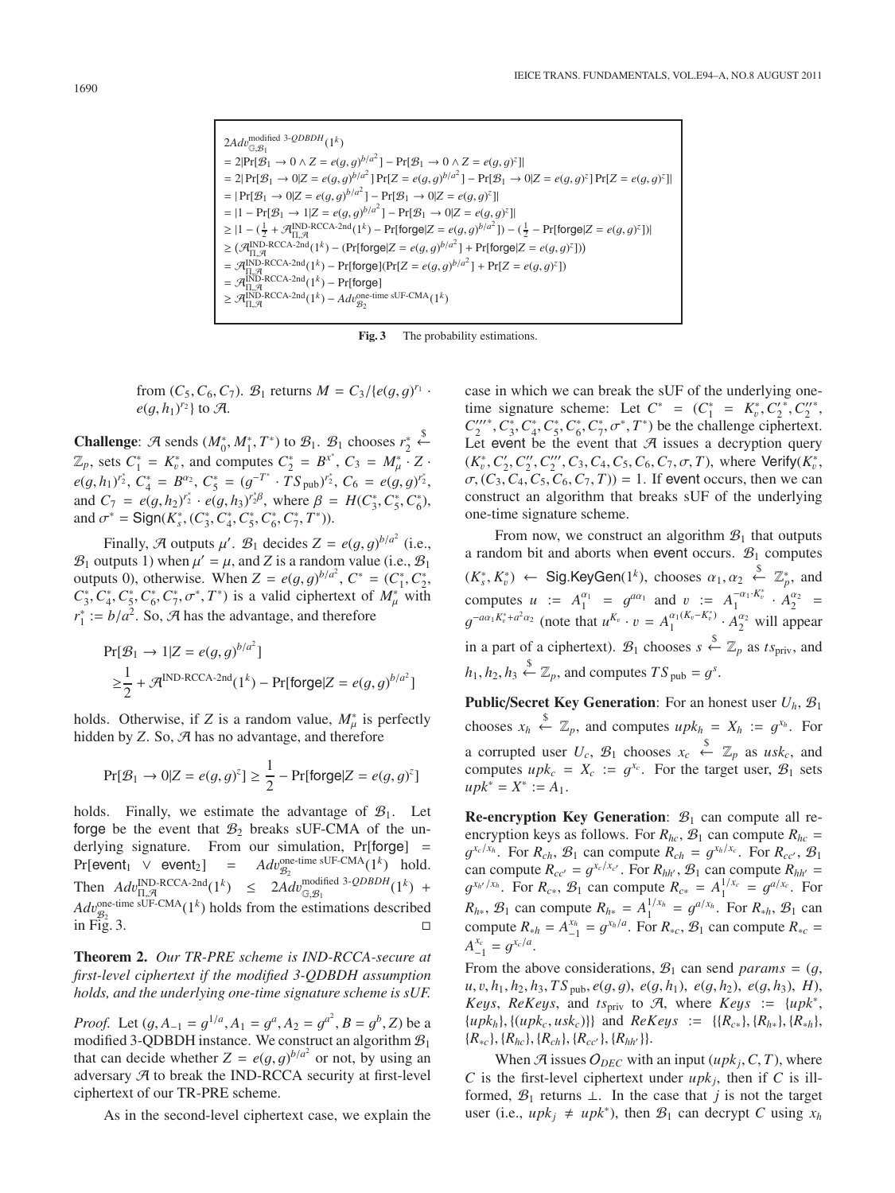$$
\begin{aligned}
&2Adv^{\text{modified 3-}QDBDH}_{\mathbb{G},\mathcal{B}_1}(1^k)\\
&= 2|\Pr[\mathcal{B}_1 \to 0 \wedge Z = e(g,g)^{b/a^2}] - \Pr[\mathcal{B}_1 \to 0 \wedge Z = e(g,g)^z]|\\
&= 2|\Pr[\mathcal{B}_1 \to 0 | Z = e(g,g)^{b/a^2}]\Pr[Z = e(g,g)^{b/a^2}] - \Pr[\mathcal{B}_1 \to 0 | Z = e(g,g)^z]\Pr[Z = e(g,g)^z]|\\
&= |\Pr[\mathcal{B}_1 \to 0 | Z = e(g,g)^{b/a^2}] - \Pr[\mathcal{B}_1 \to 0 | Z = e(g,g)^z]|\\
&= |1 - \Pr[\mathcal{B}_1 \to 1 | Z = e(g,g)^{b/a^2}] - \Pr[\mathcal{B}_1 \to 0 | Z = e(g,g)^z]|\\
&\geq |1 - (\tfrac{1}{2} + \mathcal{A}^{\text{IND-RCCA-2nd}}_{\Pi,\mathcal{A}}(1^k) - \Pr[\mathsf{forge} | Z = e(g,g)^{b/a^2}]) - (\tfrac{1}{2} - \Pr[\mathsf{forge} | Z = e(g,g)^z])|\\
&\geq (\mathcal{A}^{\text{IND-RCCA-2nd}}_{\Pi,\mathcal{A}}(1^k) - (\Pr[\mathsf{forge} | Z = e(g,g)^{b/a^2}] + \Pr[\mathsf{forge} | Z = e(g,g)^z]))\\
&= \mathcal{A}^{\text{IND-RCCA-2nd}}_{\Pi,\mathcal{A}}(1^k) - \Pr[\mathsf{forge}](\Pr[Z = e(g,g)^{b/a^2}] + \Pr[Z = e(g,g)^z])\\
&= \mathcal{A}^{\text{IND-RCCA-2nd}}_{\Pi,\mathcal{A}}(1^k) - \Pr[\mathsf{forge}]\\
&\geq \mathcal{A}^{\text{IND-RCCA-2nd}}_{\Pi,\mathcal{A}}(1^k) - Adv^{\text{one-time sUF-CMA}}_{\mathcal{B}_2}(1^k)
\end{aligned}
$$

**Fig. 3** The probability estimations.

from $(C_5, C_6, C_7)$. $\mathcal{B}_1$ returns $M = C_3/\{e(g,g)^{r_1} \cdot e(g,h_1)^{r_2}\}$ to $\mathcal{A}$.

**Challenge**: $\mathcal{A}$ sends $(M_0^*, M_1^*, T^*)$ to $\mathcal{B}_1$. $\mathcal{B}_1$ chooses $r_2^* \xleftarrow{\$} \mathbb{Z}_p$, sets $C_1^* = K_v^*$, and computes $C_2^* = B^{x^*}$, $C_3 = M_\mu^* \cdot Z \cdot e(g,h_1)^{r_2^*}$, $C_4^* = B^{\alpha_2}$, $C_5^* = (g^{-T^*} \cdot TS_{\text{pub}})^{r_2^*}$, $C_6 = e(g,g)^{r_2^*}$, and $C_7 = e(g,h_2)^{r_2^*} \cdot e(g,h_3)^{r_2^*\beta}$, where $\beta = H(C_3^*, C_5^*, C_6^*)$, and $\sigma^* = \mathsf{Sign}(K_s^*, (C_3^*, C_4^*, C_5^*, C_6^*, C_7^*, T^*))$.

Finally, $\mathcal{A}$ outputs $\mu'$. $\mathcal{B}_1$ decides $Z = e(g,g)^{b/a^2}$ (i.e., $\mathcal{B}_1$ outputs 1) when $\mu' = \mu$, and $Z$ is a random value (i.e., $\mathcal{B}_1$ outputs 0), otherwise. When $Z = e(g,g)^{b/a^2}$, $C^* = (C_1^*, C_2^*, C_3^*, C_4^*, C_5^*, C_6^*, C_7^*, \sigma^*, T^*)$ is a valid ciphertext of $M_\mu^*$ with $r_1^* := b/a^2$. So, $\mathcal{A}$ has the advantage, and therefore

$$
\Pr[\mathcal{B}_1 \to 1 | Z = e(g,g)^{b/a^2}] \geq \frac{1}{2} + \mathcal{A}^{\text{IND-RCCA-2nd}}(1^k) - \Pr[\mathsf{forge} | Z = e(g,g)^{b/a^2}]
$$

holds. Otherwise, if $Z$ is a random value, $M_\mu^*$ is perfectly hidden by $Z$. So, $\mathcal{A}$ has no advantage, and therefore

$$
\Pr[\mathcal{B}_1 \to 0 | Z = e(g,g)^z] \geq \frac{1}{2} - \Pr[\mathsf{forge} | Z = e(g,g)^z]
$$

holds. Finally, we estimate the advantage of $\mathcal{B}_1$. Let $\mathsf{forge}$ be the event that $\mathcal{B}_2$ breaks sUF-CMA of the underlying signature. From our simulation, $\Pr[\mathsf{forge}] = \Pr[\mathsf{event}_1 \vee \mathsf{event}_2] = Adv^{\text{one-time sUF-CMA}}_{\mathcal{B}_2}(1^k)$ hold. Then $Adv^{\text{IND-RCCA-2nd}}_{\Pi,\mathcal{A}}(1^k) \leq 2Adv^{\text{modified 3-}QDBDH}_{\mathbb{G},\mathcal{B}_1}(1^k) + Adv^{\text{one-time sUF-CMA}}_{\mathcal{B}_2}(1^k)$ holds from the estimations described in Fig. 3. □

**Theorem 2.** *Our TR-PRE scheme is IND-RCCA-secure at first-level ciphertext if the modified 3-QDBDH assumption holds, and the underlying one-time signature scheme is sUF.*

*Proof.* Let $(g, A_{-1} = g^{1/a}, A_1 = g^a, A_2 = g^{a^2}, B = g^b, Z)$ be a modified 3-QDBDH instance. We construct an algorithm $\mathcal{B}_1$ that can decide whether $Z = e(g,g)^{b/a^2}$ or not, by using an adversary $\mathcal{A}$ to break the IND-RCCA security at first-level ciphertext of our TR-PRE scheme.

As in the second-level ciphertext case, we explain the case in which we can break the sUF of the underlying one-time signature scheme: Let $C^* = (C_1^* = K_v^*, C_2'^*, C_2''^*, C_2'''^*, C_3^*, C_4^*, C_5^*, C_6^*, C_7^*, \sigma^*, T^*)$ be the challenge ciphertext. Let $\mathsf{event}$ be the event that $\mathcal{A}$ issues a decryption query $(K_v^*, C_2', C_2'', C_2''', C_3, C_4, C_5, C_6, C_7, \sigma, T)$, where $\mathsf{Verify}(K_v^*, \sigma, (C_3, C_4, C_5, C_6, C_7, T)) = 1$. If $\mathsf{event}$ occurs, then we can construct an algorithm that breaks sUF of the underlying one-time signature scheme.

From now, we construct an algorithm $\mathcal{B}_1$ that outputs a random bit and aborts when $\mathsf{event}$ occurs. $\mathcal{B}_1$ computes $(K_s^*, K_v^*) \leftarrow \mathsf{Sig.KeyGen}(1^k)$, chooses $\alpha_1, \alpha_2 \xleftarrow{\$} \mathbb{Z}_p^*$, and computes $u := A_1^{\alpha_1} = g^{a\alpha_1}$ and $v := A_1^{-\alpha_1 \cdot K_v^*} \cdot A_2^{\alpha_2} = g^{-a\alpha_1 K_v^* + a^2\alpha_2}$ (note that $u^{K_v} \cdot v = A_1^{\alpha_1(K_v - K_v^*)} \cdot A_2^{\alpha_2}$ will appear in a part of a ciphertext). $\mathcal{B}_1$ chooses $s \xleftarrow{\$} \mathbb{Z}_p$ as $ts_{\text{priv}}$, and $h_1, h_2, h_3 \xleftarrow{\$} \mathbb{Z}_p$, and computes $TS_{\text{pub}} = g^s$.

**Public/Secret Key Generation**: For an honest user $U_h$, $\mathcal{B}_1$ chooses $x_h \xleftarrow{\$} \mathbb{Z}_p$, and computes $upk_h = X_h := g^{x_h}$. For a corrupted user $U_c$, $\mathcal{B}_1$ chooses $x_c \xleftarrow{\$} \mathbb{Z}_p$ as $usk_c$, and computes $upk_c = X_c := g^{x_c}$. For the target user, $\mathcal{B}_1$ sets $upk^* = X^* := A_1$.

**Re-encryption Key Generation**: $\mathcal{B}_1$ can compute all re-encryption keys as follows. For $R_{hc}$, $\mathcal{B}_1$ can compute $R_{hc} = g^{x_c/x_h}$. For $R_{ch}$, $\mathcal{B}_1$ can compute $R_{ch} = g^{x_h/x_c}$. For $R_{cc'}$, $\mathcal{B}_1$ can compute $R_{cc'} = g^{x_c/x_{c'}}$. For $R_{hh'}$, $\mathcal{B}_1$ can compute $R_{hh'} = g^{x_{h'}/x_h}$. For $R_{c*}$, $\mathcal{B}_1$ can compute $R_{c*} = A_1^{1/x_c} = g^{a/x_c}$. For $R_{h*}$, $\mathcal{B}_1$ can compute $R_{h*} = A_1^{1/x_h} = g^{a/x_h}$. For $R_{*h}$, $\mathcal{B}_1$ can compute $R_{*h} = A_{-1}^{x_h} = g^{x_h/a}$. For $R_{*c}$, $\mathcal{B}_1$ can compute $R_{*c} = A_{-1}^{x_c} = g^{x_c/a}$.

From the above considerations, $\mathcal{B}_1$ can send $params = (g, u, v, h_1, h_2, h_3, TS_{\text{pub}}, e(g,g), e(g,h_1), e(g,h_2), e(g,h_3), H)$, $Keys$, $ReKeys$, and $ts_{\text{priv}}$ to $\mathcal{A}$, where $Keys := \{upk^*, \{upk_h\}, \{(upk_c, usk_c)\}\}$ and $ReKeys := \{\{R_{c*}\}, \{R_{h*}\}, \{R_{*h}\}, \{R_{*c}\}, \{R_{hc}\}, \{R_{ch}\}, \{R_{cc'}\}, \{R_{hh'}\}\}$.

When $\mathcal{A}$ issues $\mathcal{O}_{DEC}$ with an input $(upk_j, C, T)$, where $C$ is the first-level ciphertext under $upk_j$, then if $C$ is ill-formed, $\mathcal{B}_1$ returns $\perp$. In the case that $j$ is not the target user (i.e., $upk_j \neq upk^*$), then $\mathcal{B}_1$ can decrypt $C$ using $x_h$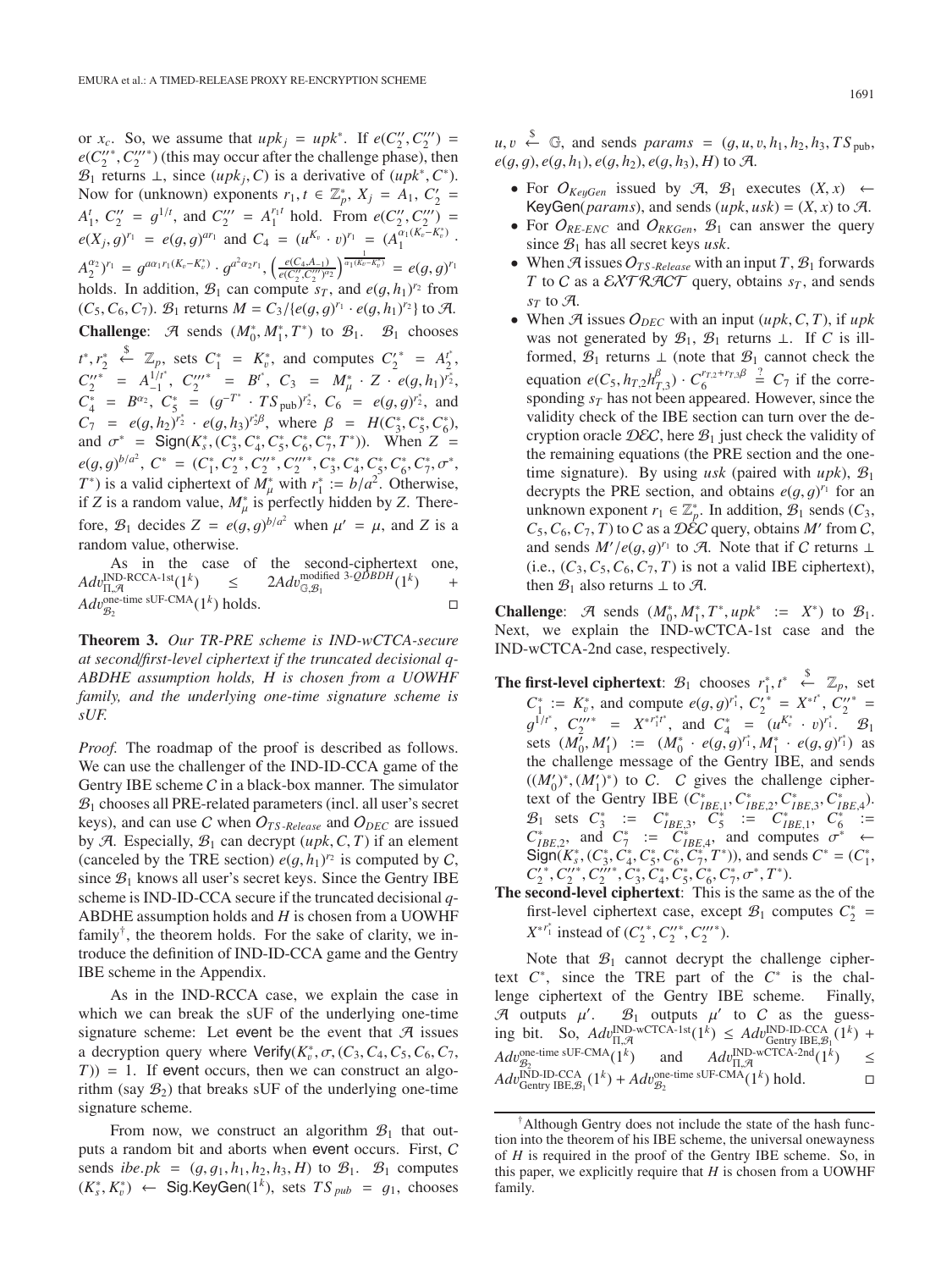or $x_c$. So, we assume that $upk_j = upk^*$. If $e(C_2'', C_2''') = e(C_2''^*, C_2'''^*)$ (this may occur after the challenge phase), then $\mathcal{B}_1$ returns $\perp$, since $(upk_j, C)$ is a derivative of $(upk^*, C^*)$. Now for (unknown) exponents $r_1, t \in \mathbb{Z}_p^*$, $X_j = A_1$, $C_2' = A_1^t$, $C_2'' = g^{1/t}$, and $C_2''' = A_1^{r_1 t}$ hold. From $e(C_2'', C_2''') = e(X_j, g)^{r_1} = e(g, g)^{ar_1}$ and $C_4 = (u^{K_v} \cdot v)^{r_1} = (A_1^{\alpha_1(K_v - K_v^*)} \cdot A_2^{\alpha_2})^{r_1} = g^{a\alpha_1 r_1(K_v - K_v^*)} \cdot g^{a^2\alpha_2 r_1}$, $\left(\frac{e(C_4, A_{-1})}{e(C_2'', C_2''')^{\alpha_2}}\right)^{\frac{1}{\alpha_1(K_v - K_v^*)}} = e(g, g)^{r_1}$ holds. In addition, $\mathcal{B}_1$ can compute $s_T$, and $e(g, h_1)^{r_2}$ from $(C_5, C_6, C_7)$. $\mathcal{B}_1$ returns $M = C_3/\{e(g, g)^{r_1} \cdot e(g, h_1)^{r_2}\}$ to $\mathcal{A}$.

**Challenge**: $\mathcal{A}$ sends $(M_0^*, M_1^*, T^*)$ to $\mathcal{B}_1$. $\mathcal{B}_1$ chooses $t^*, r_2^* \xleftarrow{\$} \mathbb{Z}_p$, sets $C_1^* = K_v^*$, and computes $C_2'^* = A_2^{t^*}$, $C_2''^* = A_{-1}^{1/t^*}$, $C_2'''^* = B^{t^*}$, $C_3 = M_\mu^* \cdot Z \cdot e(g, h_1)^{r_2^*}$, $C_4^* = B^{\alpha_2}$, $C_5^* = (g^{-T^*} \cdot TS_{\text{pub}})^{r_2^*}$, $C_6 = e(g, g)^{r_2^*}$, and $C_7 = e(g, h_2)^{r_2^*} \cdot e(g, h_3)^{r_2^* \beta}$, where $\beta = H(C_3^*, C_5^*, C_6^*)$, and $\sigma^* = \mathsf{Sign}(K_s^*, (C_3^*, C_4^*, C_5^*, C_6^*, C_7^*, T^*))$. When $Z = e(g, g)^{b/a^2}$, $C^* = (C_1^*, C_2'^*, C_2''^*, C_2'''^*, C_3^*, C_4^*, C_5^*, C_6^*, C_7^*, \sigma^*, T^*)$ is a valid ciphertext of $M_\mu^*$ with $r_1^* := b/a^2$. Otherwise, if $Z$ is a random value, $M_\mu^*$ is perfectly hidden by $Z$. Therefore, $\mathcal{B}_1$ decides $Z = e(g, g)^{b/a^2}$ when $\mu' = \mu$, and $Z$ is a random value, otherwise.

As in the case of the second-ciphertext one, $Adv_{\Pi, \mathcal{A}}^{\text{IND-RCCA-1st}}(1^k) \leq 2Adv_{\mathbb{G}, \mathcal{B}_1}^{\text{modified 3-}QDBDH}(1^k) + Adv_{\mathcal{B}_2}^{\text{one-time sUF-CMA}}(1^k)$ holds. $\square$

**Theorem 3.** *Our TR-PRE scheme is IND-wCTCA-secure at second/first-level ciphertext if the truncated decisional q-ABDHE assumption holds, H is chosen from a UOWHF family, and the underlying one-time signature scheme is sUF.*

*Proof.* The roadmap of the proof is described as follows. We can use the challenger of the IND-ID-CCA game of the Gentry IBE scheme $\mathcal{C}$ in a black-box manner. The simulator $\mathcal{B}_1$ chooses all PRE-related parameters (incl. all user's secret keys), and can use $\mathcal{C}$ when $\mathcal{O}_{TS\text{-}Release}$ and $\mathcal{O}_{DEC}$ are issued by $\mathcal{A}$. Especially, $\mathcal{B}_1$ can decrypt $(upk, C, T)$ if an element (canceled by the TRE section) $e(g, h_1)^{r_2}$ is computed by $\mathcal{C}$, since $\mathcal{B}_1$ knows all user's secret keys. Since the Gentry IBE scheme is IND-ID-CCA secure if the truncated decisional $q$-ABDHE assumption holds and $H$ is chosen from a UOWHF family[†], the theorem holds. For the sake of clarity, we introduce the definition of IND-ID-CCA game and the Gentry IBE scheme in the Appendix.

As in the IND-RCCA case, we explain the case in which we can break the sUF of the underlying one-time signature scheme: Let $\mathsf{event}$ be the event that $\mathcal{A}$ issues a decryption query where $\mathsf{Verify}(K_v^*, \sigma, (C_3, C_4, C_5, C_6, C_7, T)) = 1$. If $\mathsf{event}$ occurs, then we can construct an algorithm (say $\mathcal{B}_2$) that breaks sUF of the underlying one-time signature scheme.

From now, we construct an algorithm $\mathcal{B}_1$ that outputs a random bit and aborts when $\mathsf{event}$ occurs. First, $\mathcal{C}$ sends $ibe.pk = (g, g_1, h_1, h_2, h_3, H)$ to $\mathcal{B}_1$. $\mathcal{B}_1$ computes $(K_s^*, K_v^*) \leftarrow \mathsf{Sig.KeyGen}(1^k)$, sets $TS_{pub} = g_1$, chooses $u, v \xleftarrow{\$} \mathbb{G}$, and sends $params = (g, u, v, h_1, h_2, h_3, TS_{\text{pub}}, e(g, g), e(g, h_1), e(g, h_2), e(g, h_3), H)$ to $\mathcal{A}$.

- For $\mathcal{O}_{KeyGen}$ issued by $\mathcal{A}$, $\mathcal{B}_1$ executes $(X, x) \leftarrow \mathsf{KeyGen}(params)$, and sends $(upk, usk) = (X, x)$ to $\mathcal{A}$.
- For $\mathcal{O}_{RE\text{-}ENC}$ and $\mathcal{O}_{RKGen}$, $\mathcal{B}_1$ can answer the query since $\mathcal{B}_1$ has all secret keys $usk$.
- When $\mathcal{A}$ issues $\mathcal{O}_{TS\text{-}Release}$ with an input $T$, $\mathcal{B}_1$ forwards $T$ to $\mathcal{C}$ as a $\mathcal{EXTRACT}$ query, obtains $s_T$, and sends $s_T$ to $\mathcal{A}$.
- When $\mathcal{A}$ issues $\mathcal{O}_{DEC}$ with an input $(upk, C, T)$, if $upk$ was not generated by $\mathcal{B}_1$, $\mathcal{B}_1$ returns $\perp$. If $C$ is ill-formed, $\mathcal{B}_1$ returns $\perp$ (note that $\mathcal{B}_1$ cannot check the equation $e(C_5, h_{T,2} h_{T,3}^\beta) \cdot C_6^{r_{T,2} + r_{T,3}\beta} \stackrel{?}{=} C_7$ if the corresponding $s_T$ has not been appeared. However, since the validity check of the IBE section can turn over the decryption oracle $\mathcal{DEC}$, here $\mathcal{B}_1$ just check the validity of the remaining equations (the PRE section and the one-time signature). By using $usk$ (paired with $upk$), $\mathcal{B}_1$ decrypts the PRE section, and obtains $e(g, g)^{r_1}$ for an unknown exponent $r_1 \in \mathbb{Z}_p^*$. In addition, $\mathcal{B}_1$ sends $(C_3, C_5, C_6, C_7, T)$ to $\mathcal{C}$ as a $\mathcal{DEC}$ query, obtains $M'$ from $\mathcal{C}$, and sends $M'/e(g, g)^{r_1}$ to $\mathcal{A}$. Note that if $\mathcal{C}$ returns $\perp$ (i.e., $(C_3, C_5, C_6, C_7, T)$ is not a valid IBE ciphertext), then $\mathcal{B}_1$ also returns $\perp$ to $\mathcal{A}$.

**Challenge**: $\mathcal{A}$ sends $(M_0^*, M_1^*, T^*, upk^* := X^*)$ to $\mathcal{B}_1$. Next, we explain the IND-wCTCA-1st case and the IND-wCTCA-2nd case, respectively.

**The first-level ciphertext**: $\mathcal{B}_1$ chooses $r_1^*, t^* \xleftarrow{\$} \mathbb{Z}_p$, set $C_1^* := K_v^*$, and compute $e(g, g)^{r_1^*}$, $C_2'^* = X^{*t^*}$, $C_2''^* = g^{1/t^*}$, $C_2'''^* = X^{*r_1^* t^*}$, and $C_4^* = (u^{K_v^*} \cdot v)^{r_1^*}$. $\mathcal{B}_1$ sets $(M_0', M_1') := (M_0^* \cdot e(g, g)^{r_1^*}, M_1^* \cdot e(g, g)^{r_1^*})$ as the challenge message of the Gentry IBE, and sends $((M_0')^*, (M_1')^*)$ to $\mathcal{C}$. $\mathcal{C}$ gives the challenge ciphertext of the Gentry IBE $(C_{IBE,1}^*, C_{IBE,2}^*, C_{IBE,3}^*, C_{IBE,4}^*)$. $\mathcal{B}_1$ sets $C_3^* := C_{IBE,3}^*$, $C_5^* := C_{IBE,1}^*$, $C_6^* := C_{IBE,2}^*$, and $C_7^* := C_{IBE,4}^*$, and computes $\sigma^* \leftarrow \mathsf{Sign}(K_s^*, (C_3^*, C_4^*, C_5^*, C_6^*, C_7^*, T^*))$, and sends $C^* = (C_1^*, C_2'^*, C_2''^*, C_2'''^*, C_3^*, C_4^*, C_5^*, C_6^*, C_7^*, \sigma^*, T^*)$.

**The second-level ciphertext**: This is the same as the of the first-level ciphertext case, except $\mathcal{B}_1$ computes $C_2^* = X^{*r_1^*}$ instead of $(C_2'^*, C_2''^*, C_2'''^*)$.

Note that $\mathcal{B}_1$ cannot decrypt the challenge ciphertext $C^*$, since the TRE part of the $C^*$ is the challenge ciphertext of the Gentry IBE scheme. Finally, $\mathcal{A}$ outputs $\mu'$. $\mathcal{B}_1$ outputs $\mu'$ to $\mathcal{C}$ as the guessing bit. So, $Adv_{\Pi, \mathcal{A}}^{\text{IND-wCTCA-1st}}(1^k) \leq Adv_{\text{Gentry IBE}, \mathcal{B}_1}^{\text{IND-ID-CCA}}(1^k) + Adv_{\mathcal{B}_2}^{\text{one-time sUF-CMA}}(1^k)$ and $Adv_{\Pi, \mathcal{A}}^{\text{IND-wCTCA-2nd}}(1^k) \leq Adv_{\text{Gentry IBE}, \mathcal{B}_1}^{\text{IND-ID-CCA}}(1^k) + Adv_{\mathcal{B}_2}^{\text{one-time sUF-CMA}}(1^k)$ hold. $\square$

[†]Although Gentry does not include the state of the hash function into the theorem of his IBE scheme, the universal onewayness of $H$ is required in the proof of the Gentry IBE scheme. So, in this paper, we explicitly require that $H$ is chosen from a UOWHF family.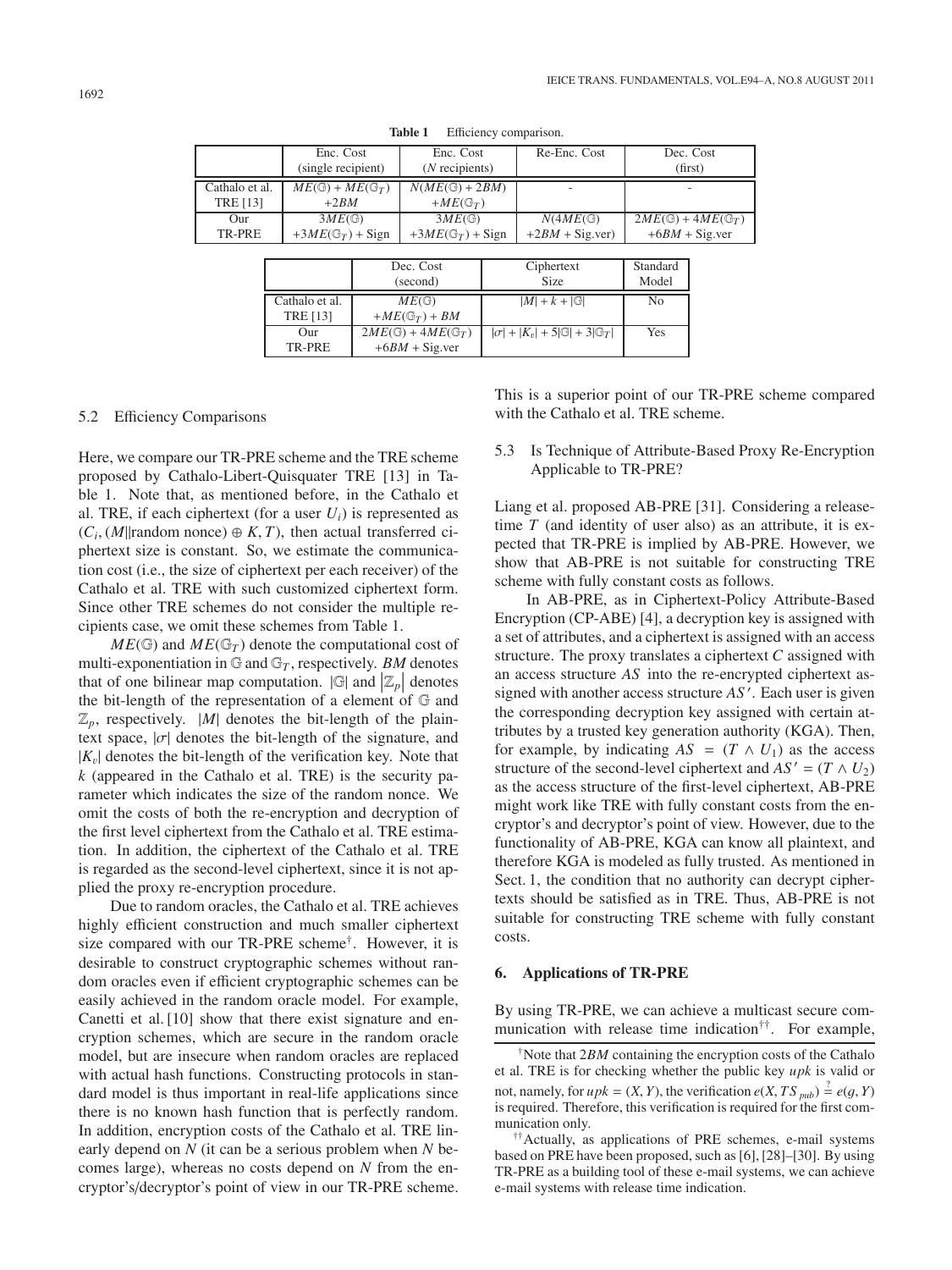**Table 1** Efficiency comparison.

| | Enc. Cost (single recipient) | Enc. Cost ($N$ recipients) | Re-Enc. Cost | Dec. Cost (first) |
|---|---|---|---|---|
| Cathalo et al. TRE [13] | $ME(\mathbb{G}) + ME(\mathbb{G}_T)$ $+2BM$ | $N(ME(\mathbb{G}) + 2BM)$ $+ME(\mathbb{G}_T)$ | - | - |
| Our TR-PRE | $3ME(\mathbb{G})$ $+3ME(\mathbb{G}_T)$ + Sign | $3ME(\mathbb{G})$ $+3ME(\mathbb{G}_T)$ + Sign | $N(4ME(\mathbb{G})$ $+2BM$ + Sig.ver) | $2ME(\mathbb{G}) + 4ME(\mathbb{G}_T)$ $+6BM$ + Sig.ver |

| | Dec. Cost (second) | Ciphertext Size | Standard Model |
|---|---|---|---|
| Cathalo et al. TRE [13] | $ME(\mathbb{G})$ $+ME(\mathbb{G}_T) + BM$ | $\lvert M\rvert + k + \lvert\mathbb{G}\rvert$ | No |
| Our TR-PRE | $2ME(\mathbb{G}) + 4ME(\mathbb{G}_T)$ $+6BM$ + Sig.ver | $\lvert\sigma\rvert + \lvert K_v\rvert + 5\lvert\mathbb{G}\rvert + 3\lvert\mathbb{G}_T\rvert$ | Yes |

### 5.2 Efficiency Comparisons

Here, we compare our TR-PRE scheme and the TRE scheme proposed by Cathalo-Libert-Quisquater TRE [13] in Table 1. Note that, as mentioned before, in the Cathalo et al. TRE, if each ciphertext (for a user $U_i$) is represented as $(C_i, (M\|\text{random nonce}) \oplus K, T)$, then actual transferred ciphertext size is constant. So, we estimate the communication cost (i.e., the size of ciphertext per each receiver) of the Cathalo et al. TRE with such customized ciphertext form. Since other TRE schemes do not consider the multiple recipients case, we omit these schemes from Table 1.

$ME(\mathbb{G})$ and $ME(\mathbb{G}_T)$ denote the computational cost of multi-exponentiation in $\mathbb{G}$ and $\mathbb{G}_T$, respectively. $BM$ denotes that of one bilinear map computation. $|\mathbb{G}|$ and $|\mathbb{Z}_p|$ denotes the bit-length of the representation of a element of $\mathbb{G}$ and $\mathbb{Z}_p$, respectively. $|M|$ denotes the bit-length of the plaintext space, $|\sigma|$ denotes the bit-length of the signature, and $|K_v|$ denotes the bit-length of the verification key. Note that $k$ (appeared in the Cathalo et al. TRE) is the security parameter which indicates the size of the random nonce. We omit the costs of both the re-encryption and decryption of the first level ciphertext from the Cathalo et al. TRE estimation. In addition, the ciphertext of the Cathalo et al. TRE is regarded as the second-level ciphertext, since it is not applied the proxy re-encryption procedure.

Due to random oracles, the Cathalo et al. TRE achieves highly efficient construction and much smaller ciphertext size compared with our TR-PRE scheme[†]. However, it is desirable to construct cryptographic schemes without random oracles even if efficient cryptographic schemes can be easily achieved in the random oracle model. For example, Canetti et al. [10] show that there exist signature and encryption schemes, which are secure in the random oracle model, but are insecure when random oracles are replaced with actual hash functions. Constructing protocols in standard model is thus important in real-life applications since there is no known hash function that is perfectly random. In addition, encryption costs of the Cathalo et al. TRE linearly depend on $N$ (it can be a serious problem when $N$ becomes large), whereas no costs depend on $N$ from the encryptor's/decryptor's point of view in our TR-PRE scheme. This is a superior point of our TR-PRE scheme compared with the Cathalo et al. TRE scheme.

### 5.3 Is Technique of Attribute-Based Proxy Re-Encryption Applicable to TR-PRE?

Liang et al. proposed AB-PRE [31]. Considering a release-time $T$ (and identity of user also) as an attribute, it is expected that TR-PRE is implied by AB-PRE. However, we show that AB-PRE is not suitable for constructing TRE scheme with fully constant costs as follows.

In AB-PRE, as in Ciphertext-Policy Attribute-Based Encryption (CP-ABE) [4], a decryption key is assigned with a set of attributes, and a ciphertext is assigned with an access structure. The proxy translates a ciphertext $C$ assigned with an access structure $AS$ into the re-encrypted ciphertext assigned with another access structure $AS'$. Each user is given the corresponding decryption key assigned with certain attributes by a trusted key generation authority (KGA). Then, for example, by indicating $AS = (T \wedge U_1)$ as the access structure of the second-level ciphertext and $AS' = (T \wedge U_2)$ as the access structure of the first-level ciphertext, AB-PRE might work like TRE with fully constant costs from the encryptor's and decryptor's point of view. However, due to the functionality of AB-PRE, KGA can know all plaintext, and therefore KGA is modeled as fully trusted. As mentioned in Sect. 1, the condition that no authority can decrypt ciphertexts should be satisfied as in TRE. Thus, AB-PRE is not suitable for constructing TRE scheme with fully constant costs.

## 6. Applications of TR-PRE

By using TR-PRE, we can achieve a multicast secure communication with release time indication[††]. For example,

[†] Note that $2BM$ containing the encryption costs of the Cathalo et al. TRE is for checking whether the public key $upk$ is valid or not, namely, for $upk = (X, Y)$, the verification $e(X, TS_{pub}) \stackrel{?}{=} e(g, Y)$ is required. Therefore, this verification is required for the first communication only.

[††] Actually, as applications of PRE schemes, e-mail systems based on PRE have been proposed, such as [6], [28]–[30]. By using TR-PRE as a building tool of these e-mail systems, we can achieve e-mail systems with release time indication.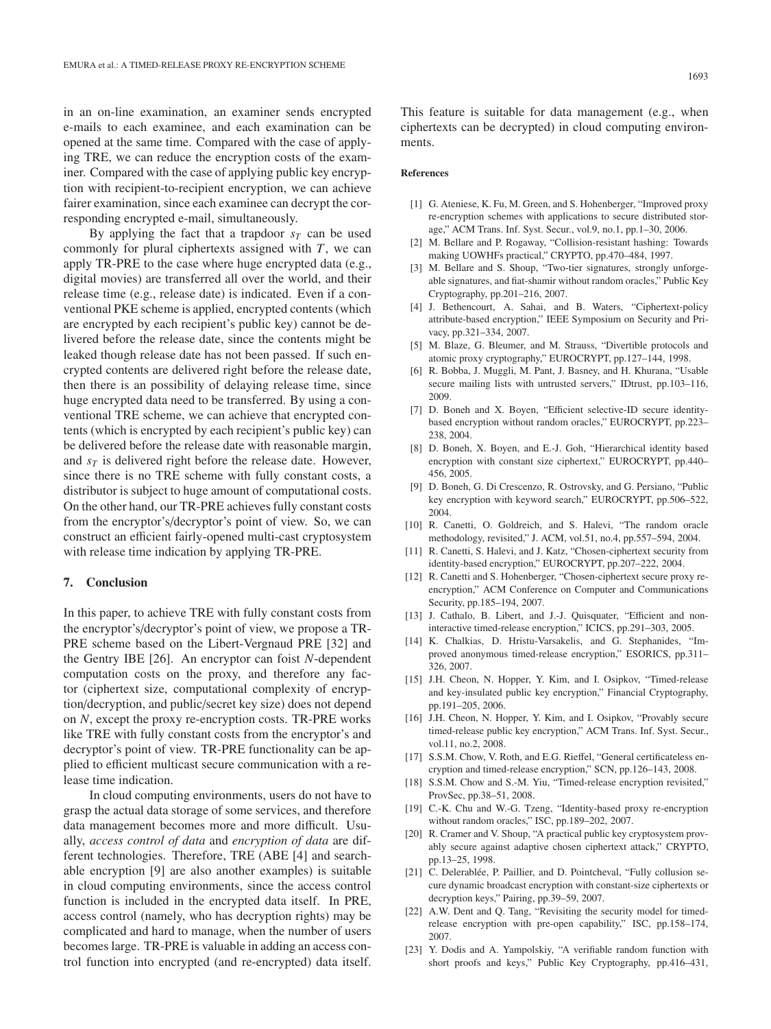in an on-line examination, an examiner sends encrypted e-mails to each examinee, and each examination can be opened at the same time. Compared with the case of applying TRE, we can reduce the encryption costs of the examiner. Compared with the case of applying public key encryption with recipient-to-recipient encryption, we can achieve fairer examination, since each examinee can decrypt the corresponding encrypted e-mail, simultaneously.

By applying the fact that a trapdoor $s_T$ can be used commonly for plural ciphertexts assigned with $T$, we can apply TR-PRE to the case where huge encrypted data (e.g., digital movies) are transferred all over the world, and their release time (e.g., release date) is indicated. Even if a conventional PKE scheme is applied, encrypted contents (which are encrypted by each recipient's public key) cannot be delivered before the release date, since the contents might be leaked though release date has not been passed. If such encrypted contents are delivered right before the release date, then there is an possibility of delaying release time, since huge encrypted data need to be transferred. By using a conventional TRE scheme, we can achieve that encrypted contents (which is encrypted by each recipient's public key) can be delivered before the release date with reasonable margin, and $s_T$ is delivered right before the release date. However, since there is no TRE scheme with fully constant costs, a distributor is subject to huge amount of computational costs. On the other hand, our TR-PRE achieves fully constant costs from the encryptor's/decryptor's point of view. So, we can construct an efficient fairly-opened multi-cast cryptosystem with release time indication by applying TR-PRE.

## 7. Conclusion

In this paper, to achieve TRE with fully constant costs from the encryptor's/decryptor's point of view, we propose a TR-PRE scheme based on the Libert-Vergnaud PRE [32] and the Gentry IBE [26]. An encryptor can foist $N$-dependent computation costs on the proxy, and therefore any factor (ciphertext size, computational complexity of encryption/decryption, and public/secret key size) does not depend on $N$, except the proxy re-encryption costs. TR-PRE works like TRE with fully constant costs from the encryptor's and decryptor's point of view. TR-PRE functionality can be applied to efficient multicast secure communication with a release time indication.

In cloud computing environments, users do not have to grasp the actual data storage of some services, and therefore data management becomes more and more difficult. Usually, *access control of data* and *encryption of data* are different technologies. Therefore, TRE (ABE [4] and searchable encryption [9] are also another examples) is suitable in cloud computing environments, since the access control function is included in the encrypted data itself. In PRE, access control (namely, who has decryption rights) may be complicated and hard to manage, when the number of users becomes large. TR-PRE is valuable in adding an access control function into encrypted (and re-encrypted) data itself. This feature is suitable for data management (e.g., when ciphertexts can be decrypted) in cloud computing environments.

### References

[1] G. Ateniese, K. Fu, M. Green, and S. Hohenberger, "Improved proxy re-encryption schemes with applications to secure distributed storage," ACM Trans. Inf. Syst. Secur., vol.9, no.1, pp.1–30, 2006.

[2] M. Bellare and P. Rogaway, "Collision-resistant hashing: Towards making UOWHFs practical," CRYPTO, pp.470–484, 1997.

[3] M. Bellare and S. Shoup, "Two-tier signatures, strongly unforgeable signatures, and fiat-shamir without random oracles," Public Key Cryptography, pp.201–216, 2007.

[4] J. Bethencourt, A. Sahai, and B. Waters, "Ciphertext-policy attribute-based encryption," IEEE Symposium on Security and Privacy, pp.321–334, 2007.

[5] M. Blaze, G. Bleumer, and M. Strauss, "Divertible protocols and atomic proxy cryptography," EUROCRYPT, pp.127–144, 1998.

[6] R. Bobba, J. Muggli, M. Pant, J. Basney, and H. Khurana, "Usable secure mailing lists with untrusted servers," IDtrust, pp.103–116, 2009.

[7] D. Boneh and X. Boyen, "Efficient selective-ID secure identity-based encryption without random oracles," EUROCRYPT, pp.223–238, 2004.

[8] D. Boneh, X. Boyen, and E.-J. Goh, "Hierarchical identity based encryption with constant size ciphertext," EUROCRYPT, pp.440–456, 2005.

[9] D. Boneh, G. Di Crescenzo, R. Ostrovsky, and G. Persiano, "Public key encryption with keyword search," EUROCRYPT, pp.506–522, 2004.

[10] R. Canetti, O. Goldreich, and S. Halevi, "The random oracle methodology, revisited," J. ACM, vol.51, no.4, pp.557–594, 2004.

[11] R. Canetti, S. Halevi, and J. Katz, "Chosen-ciphertext security from identity-based encryption," EUROCRYPT, pp.207–222, 2004.

[12] R. Canetti and S. Hohenberger, "Chosen-ciphertext secure proxy re-encryption," ACM Conference on Computer and Communications Security, pp.185–194, 2007.

[13] J. Cathalo, B. Libert, and J.-J. Quisquater, "Efficient and non-interactive timed-release encryption," ICICS, pp.291–303, 2005.

[14] K. Chalkias, D. Hristu-Varsakelis, and G. Stephanides, "Improved anonymous timed-release encryption," ESORICS, pp.311–326, 2007.

[15] J.H. Cheon, N. Hopper, Y. Kim, and I. Osipkov, "Timed-release and key-insulated public key encryption," Financial Cryptography, pp.191–205, 2006.

[16] J.H. Cheon, N. Hopper, Y. Kim, and I. Osipkov, "Provably secure timed-release public key encryption," ACM Trans. Inf. Syst. Secur., vol.11, no.2, 2008.

[17] S.S.M. Chow, V. Roth, and E.G. Rieffel, "General certificateless encryption and timed-release encryption," SCN, pp.126–143, 2008.

[18] S.S.M. Chow and S.-M. Yiu, "Timed-release encryption revisited," ProvSec, pp.38–51, 2008.

[19] C.-K. Chu and W.-G. Tzeng, "Identity-based proxy re-encryption without random oracles," ISC, pp.189–202, 2007.

[20] R. Cramer and V. Shoup, "A practical public key cryptosystem provably secure against adaptive chosen ciphertext attack," CRYPTO, pp.13–25, 1998.

[21] C. Delerablée, P. Paillier, and D. Pointcheval, "Fully collusion secure dynamic broadcast encryption with constant-size ciphertexts or decryption keys," Pairing, pp.39–59, 2007.

[22] A.W. Dent and Q. Tang, "Revisiting the security model for timed-release encryption with pre-open capability," ISC, pp.158–174, 2007.

[23] Y. Dodis and A. Yampolskiy, "A verifiable random function with short proofs and keys," Public Key Cryptography, pp.416–431,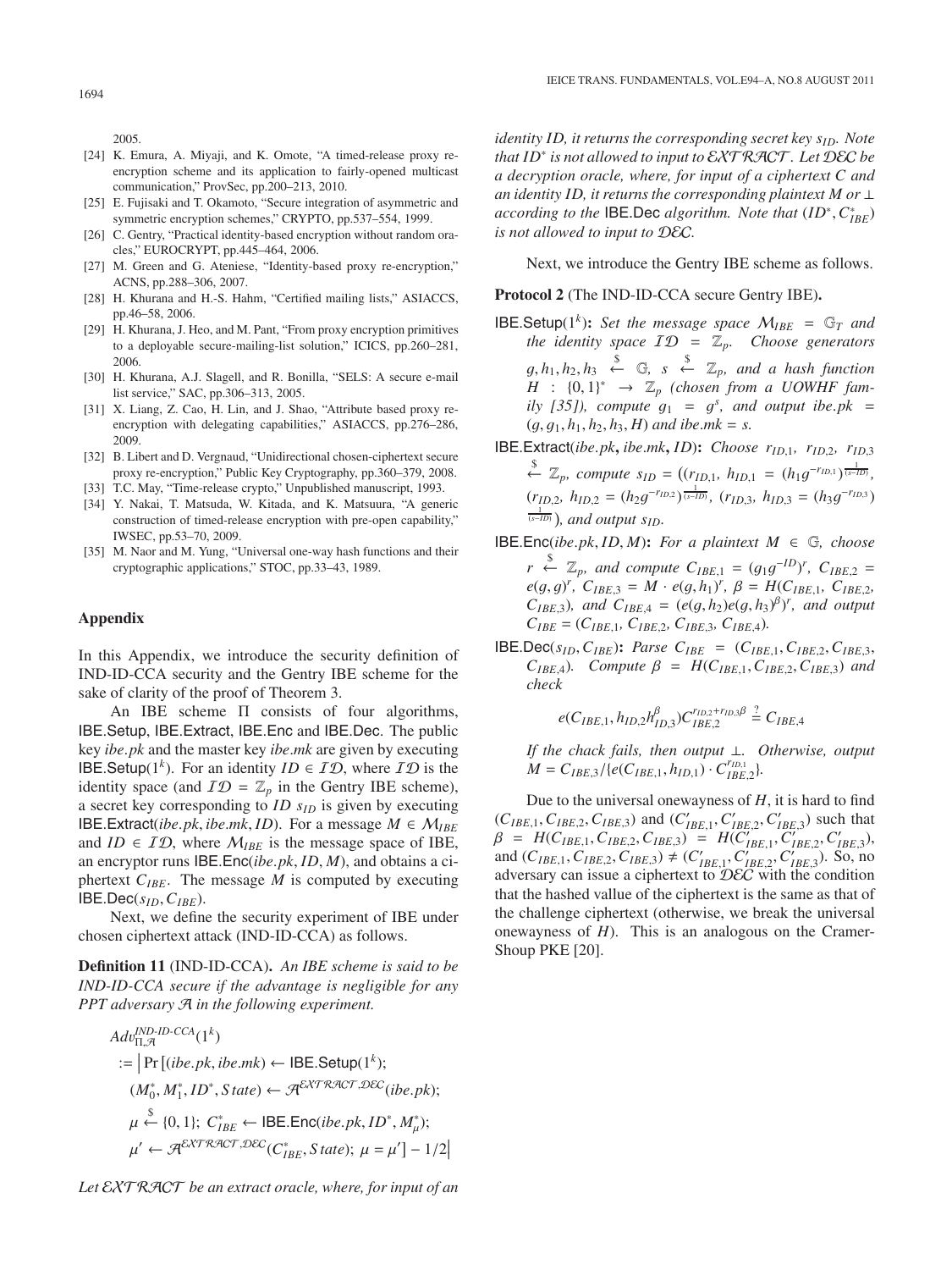2005.

- [24] K. Emura, A. Miyaji, and K. Omote, "A timed-release proxy re-encryption scheme and its application to fairly-opened multicast communication," ProvSec, pp.200–213, 2010.
- [25] E. Fujisaki and T. Okamoto, "Secure integration of asymmetric and symmetric encryption schemes," CRYPTO, pp.537–554, 1999.
- [26] C. Gentry, "Practical identity-based encryption without random oracles," EUROCRYPT, pp.445–464, 2006.
- [27] M. Green and G. Ateniese, "Identity-based proxy re-encryption," ACNS, pp.288–306, 2007.
- [28] H. Khurana and H.-S. Hahm, "Certified mailing lists," ASIACCS, pp.46–58, 2006.
- [29] H. Khurana, J. Heo, and M. Pant, "From proxy encryption primitives to a deployable secure-mailing-list solution," ICICS, pp.260–281, 2006.
- [30] H. Khurana, A.J. Slagell, and R. Bonilla, "SELS: A secure e-mail list service," SAC, pp.306–313, 2005.
- [31] X. Liang, Z. Cao, H. Lin, and J. Shao, "Attribute based proxy re-encryption with delegating capabilities," ASIACCS, pp.276–286, 2009.
- [32] B. Libert and D. Vergnaud, "Unidirectional chosen-ciphertext secure proxy re-encryption," Public Key Cryptography, pp.360–379, 2008.
- [33] T.C. May, "Time-release crypto," Unpublished manuscript, 1993.
- [34] Y. Nakai, T. Matsuda, W. Kitada, and K. Matsuura, "A generic construction of timed-release encryption with pre-open capability," IWSEC, pp.53–70, 2009.
- [35] M. Naor and M. Yung, "Universal one-way hash functions and their cryptographic applications," STOC, pp.33–43, 1989.

## Appendix

In this Appendix, we introduce the security definition of IND-ID-CCA security and the Gentry IBE scheme for the sake of clarity of the proof of Theorem 3.

An IBE scheme $\Pi$ consists of four algorithms, IBE.Setup, IBE.Extract, IBE.Enc and IBE.Dec. The public key $ibe.pk$ and the master key $ibe.mk$ are given by executing IBE.Setup$(1^k)$. For an identity $ID \in \mathcal{ID}$, where $\mathcal{ID}$ is the identity space (and $\mathcal{ID} = \mathbb{Z}_p$ in the Gentry IBE scheme), a secret key corresponding to $ID$ $s_{ID}$ is given by executing IBE.Extract$(ibe.pk, ibe.mk, ID)$. For a message $M \in \mathcal{M}_{IBE}$ and $ID \in \mathcal{ID}$, where $\mathcal{M}_{IBE}$ is the message space of IBE, an encryptor runs IBE.Enc$(ibe.pk, ID, M)$, and obtains a ciphertext $C_{IBE}$. The message $M$ is computed by executing IBE.Dec$(s_{ID}, C_{IBE})$.

Next, we define the security experiment of IBE under chosen ciphertext attack (IND-ID-CCA) as follows.

**Definition 11** (IND-ID-CCA)**.** *An IBE scheme is said to be IND-ID-CCA secure if the advantage is negligible for any PPT adversary $\mathcal{A}$ in the following experiment.*

$$
\begin{aligned}
&Adv^{IND\text{-}ID\text{-}CCA}_{\Pi,\mathcal{A}}(1^k)\\
&:= \Big| \Pr\big[(ibe.pk, ibe.mk) \leftarrow \mathsf{IBE.Setup}(1^k);\\
&(M_0^*, M_1^*, ID^*, State) \leftarrow \mathcal{A}^{\mathcal{EXTRACT},\mathcal{DEC}}(ibe.pk);\\
&\mu \overset{\$}{\leftarrow} \{0,1\};\ C^*_{IBE} \leftarrow \mathsf{IBE.Enc}(ibe.pk, ID^*, M^*_\mu);\\
&\mu' \leftarrow \mathcal{A}^{\mathcal{EXTRACT},\mathcal{DEC}}(C^*_{IBE}, State);\ \mu = \mu'\big] - 1/2\Big|
\end{aligned}
$$

*Let $\mathcal{EXTRACT}$ be an extract oracle, where, for input of an identity $ID$, it returns the corresponding secret key $s_{ID}$. Note that $ID^*$ is not allowed to input to $\mathcal{EXTRACT}$. Let $\mathcal{DEC}$ be a decryption oracle, where, for input of a ciphertext $C$ and an identity $ID$, it returns the corresponding plaintext $M$ or $\perp$ according to the* IBE.Dec *algorithm. Note that $(ID^*, C^*_{IBE})$ is not allowed to input to $\mathcal{DEC}$.*

Next, we introduce the Gentry IBE scheme as follows.

**Protocol 2** (The IND-ID-CCA secure Gentry IBE)**.**

IBE.Setup$(1^k)$**:** *Set the message space $\mathcal{M}_{IBE} = \mathbb{G}_T$ and the identity space $\mathcal{ID} = \mathbb{Z}_p$. Choose generators $g, h_1, h_2, h_3 \overset{\$}{\leftarrow} \mathbb{G}$, $s \overset{\$}{\leftarrow} \mathbb{Z}_p$, and a hash function $H : \{0,1\}^* \to \mathbb{Z}_p$ (chosen from a UOWHF family [35]), compute $g_1 = g^s$, and output $ibe.pk = (g, g_1, h_1, h_2, h_3, H)$ and $ibe.mk = s$.*

IBE.Extract$(ibe.pk$**,** $ibe.mk$**,** $ID)$**:** *Choose $r_{ID,1}$, $r_{ID,2}$, $r_{ID,3} \overset{\$}{\leftarrow} \mathbb{Z}_p$, compute $s_{ID} = ((r_{ID,1}, h_{ID,1} = (h_1 g^{-r_{ID,1}})^{\frac{1}{(s-ID)}}$, $(r_{ID,2}, h_{ID,2} = (h_2 g^{-r_{ID,2}})^{\frac{1}{(s-ID)}}$, $(r_{ID,3}, h_{ID,3} = (h_3 g^{-r_{ID,3}})^{\frac{1}{(s-ID)}}$), and output $s_{ID}$.*

IBE.Enc$(ibe.pk, ID, M)$**:** *For a plaintext $M \in \mathbb{G}$, choose $r \overset{\$}{\leftarrow} \mathbb{Z}_p$, and compute $C_{IBE,1} = (g_1 g^{-ID})^r$, $C_{IBE,2} = e(g,g)^r$, $C_{IBE,3} = M \cdot e(g, h_1)^r$, $\beta = H(C_{IBE,1}, C_{IBE,2}, C_{IBE,3})$, and $C_{IBE,4} = (e(g,h_2)e(g,h_3)^\beta)^r$, and output $C_{IBE} = (C_{IBE,1}, C_{IBE,2}, C_{IBE,3}, C_{IBE,4})$.*

IBE.Dec$(s_{ID}, C_{IBE})$**:** *Parse $C_{IBE} = (C_{IBE,1}, C_{IBE,2}, C_{IBE,3}, C_{IBE,4})$. Compute $\beta = H(C_{IBE,1}, C_{IBE,2}, C_{IBE,3})$ and check*

$$e(C_{IBE,1}, h_{ID,2}h^{\beta}_{ID,3})C^{r_{ID,2}+r_{ID,3}\beta}_{IBE,2} \overset{?}{=} C_{IBE,4}$$

*If the chack fails, then output $\perp$. Otherwise, output $M = C_{IBE,3}/\{e(C_{IBE,1}, h_{ID,1}) \cdot C^{r_{ID,1}}_{IBE,2}\}$.*

Due to the universal onewayness of $H$, it is hard to find $(C_{IBE,1}, C_{IBE,2}, C_{IBE,3})$ and $(C'_{IBE,1}, C'_{IBE,2}, C'_{IBE,3})$ such that $\beta = H(C_{IBE,1}, C_{IBE,2}, C_{IBE,3}) = H(C'_{IBE,1}, C'_{IBE,2}, C'_{IBE,3})$, and $(C_{IBE,1}, C_{IBE,2}, C_{IBE,3}) \neq (C'_{IBE,1}, C'_{IBE,2}, C'_{IBE,3})$. So, no adversary can issue a ciphertext to $\mathcal{DEC}$ with the condition that the hashed vallue of the ciphertext is the same as that of the challenge ciphertext (otherwise, we break the universal onewayness of $H$). This is an analogous on the Cramer-Shoup PKE [20].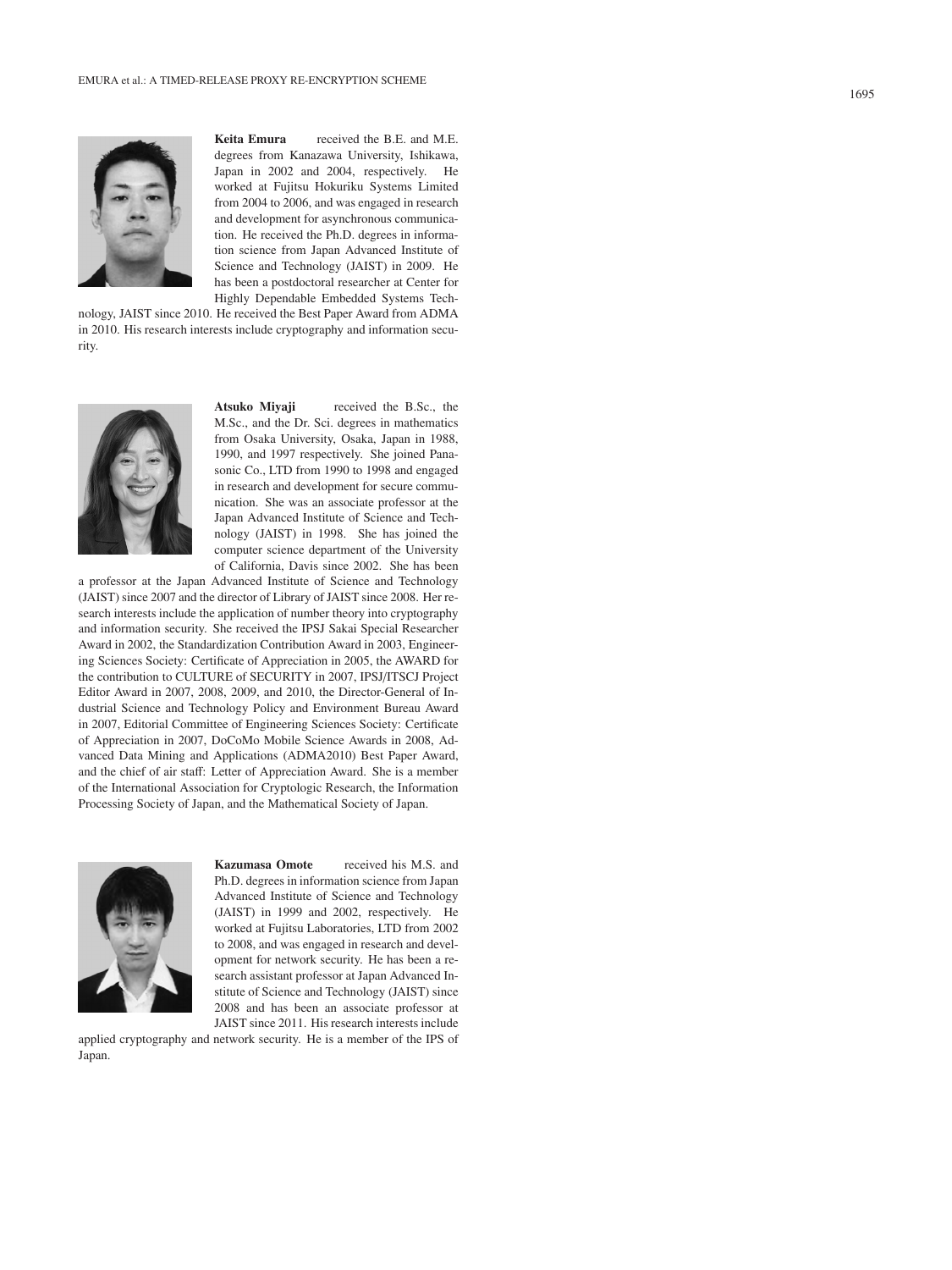**Keita Emura** received the B.E. and M.E. degrees from Kanazawa University, Ishikawa, Japan in 2002 and 2004, respectively. He worked at Fujitsu Hokuriku Systems Limited from 2004 to 2006, and was engaged in research and development for asynchronous communication. He received the Ph.D. degrees in information science from Japan Advanced Institute of Science and Technology (JAIST) in 2009. He has been a postdoctoral researcher at Center for Highly Dependable Embedded Systems Technology, JAIST since 2010. He received the Best Paper Award from ADMA in 2010. His research interests include cryptography and information security.

**Atsuko Miyaji** received the B.Sc., the M.Sc., and the Dr. Sci. degrees in mathematics from Osaka University, Osaka, Japan in 1988, 1990, and 1997 respectively. She joined Panasonic Co., LTD from 1990 to 1998 and engaged in research and development for secure communication. She was an associate professor at the Japan Advanced Institute of Science and Technology (JAIST) in 1998. She has joined the computer science department of the University of California, Davis since 2002. She has been a professor at the Japan Advanced Institute of Science and Technology (JAIST) since 2007 and the director of Library of JAIST since 2008. Her research interests include the application of number theory into cryptography and information security. She received the IPSJ Sakai Special Researcher Award in 2002, the Standardization Contribution Award in 2003, Engineering Sciences Society: Certificate of Appreciation in 2005, the AWARD for the contribution to CULTURE of SECURITY in 2007, IPSJ/ITSCJ Project Editor Award in 2007, 2008, 2009, and 2010, the Director-General of Industrial Science and Technology Policy and Environment Bureau Award in 2007, Editorial Committee of Engineering Sciences Society: Certificate of Appreciation in 2007, DoCoMo Mobile Science Awards in 2008, Advanced Data Mining and Applications (ADMA2010) Best Paper Award, and the chief of air staff: Letter of Appreciation Award. She is a member of the International Association for Cryptologic Research, the Information Processing Society of Japan, and the Mathematical Society of Japan.

**Kazumasa Omote** received his M.S. and Ph.D. degrees in information science from Japan Advanced Institute of Science and Technology (JAIST) in 1999 and 2002, respectively. He worked at Fujitsu Laboratories, LTD from 2002 to 2008, and was engaged in research and development for network security. He has been a research assistant professor at Japan Advanced Institute of Science and Technology (JAIST) since 2008 and has been an associate professor at JAIST since 2011. His research interests include applied cryptography and network security. He is a member of the IPS of Japan.